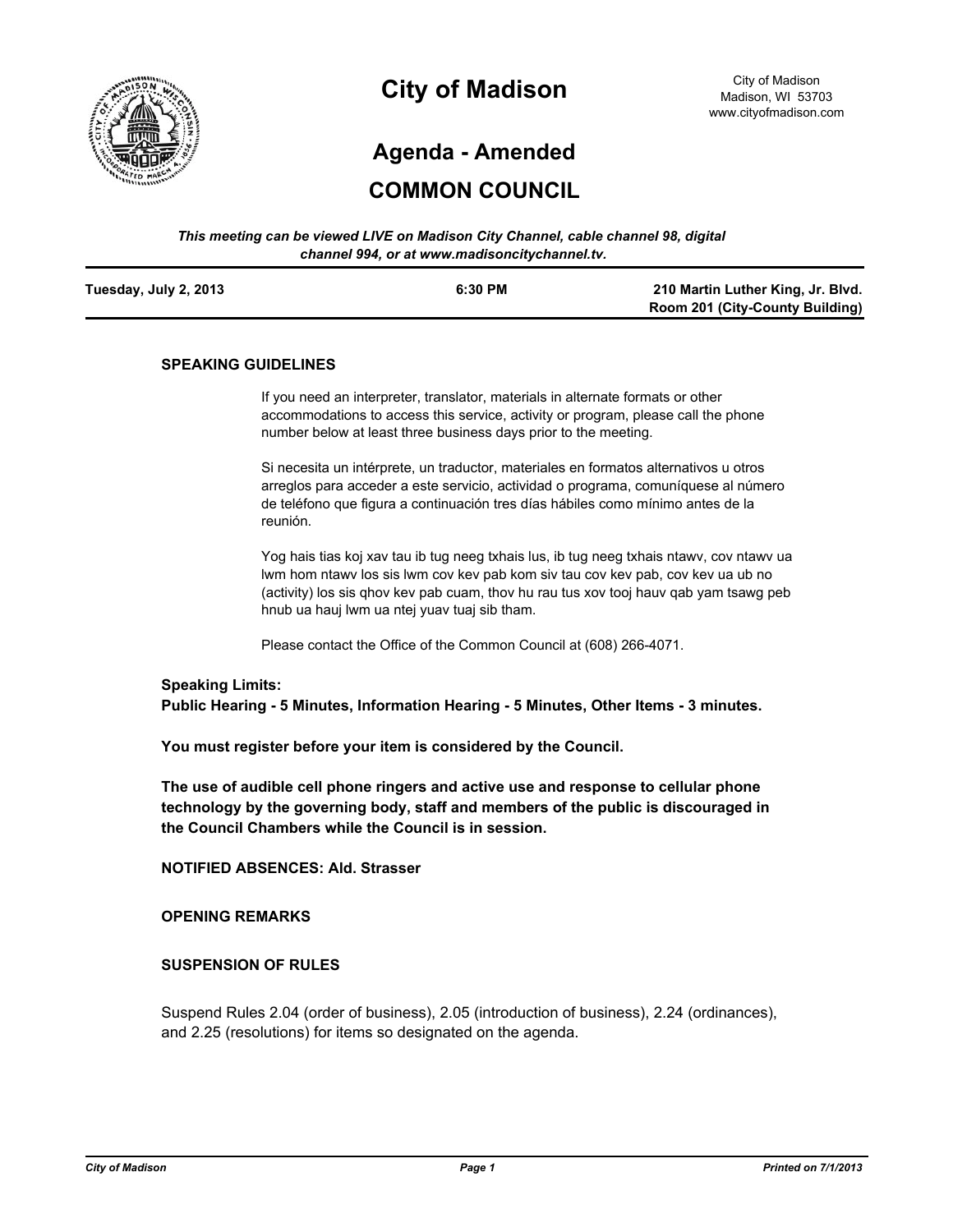# City of Madison

City of Madison
Madison, WI 53703
www.cityofmadison.com

## Agenda - Amended

## COMMON COUNCIL

*This meeting can be viewed LIVE on Madison City Channel, cable channel 98, digital channel 994, or at www.madisoncitychannel.tv.*

| Tuesday, July 2, 2013 | 6:30 PM | 210 Martin Luther King, Jr. Blvd. Room 201 (City-County Building) |
|---|---|---|

### SPEAKING GUIDELINES

If you need an interpreter, translator, materials in alternate formats or other accommodations to access this service, activity or program, please call the phone number below at least three business days prior to the meeting.

Si necesita un intérprete, un traductor, materiales en formatos alternativos u otros arreglos para acceder a este servicio, actividad o programa, comuníquese al número de teléfono que figura a continuación tres días hábiles como mínimo antes de la reunión.

Yog hais tias koj xav tau ib tug neeg txhais lus, ib tug neeg txhais ntawv, cov ntawv ua lwm hom ntawv los sis lwm cov kev pab kom siv tau cov kev pab, cov kev ua ub no (activity) los sis qhov kev pab cuam, thov hu rau tus xov tooj hauv qab yam tsawg peb hnub ua hauj lwm ua ntej yuav tuaj sib tham.

Please contact the Office of the Common Council at (608) 266-4071.

**Speaking Limits:**
**Public Hearing - 5 Minutes, Information Hearing - 5 Minutes, Other Items - 3 minutes.**

**You must register before your item is considered by the Council.**

**The use of audible cell phone ringers and active use and response to cellular phone technology by the governing body, staff and members of the public is discouraged in the Council Chambers while the Council is in session.**

**NOTIFIED ABSENCES: Ald. Strasser**

### OPENING REMARKS

### SUSPENSION OF RULES

Suspend Rules 2.04 (order of business), 2.05 (introduction of business), 2.24 (ordinances), and 2.25 (resolutions) for items so designated on the agenda.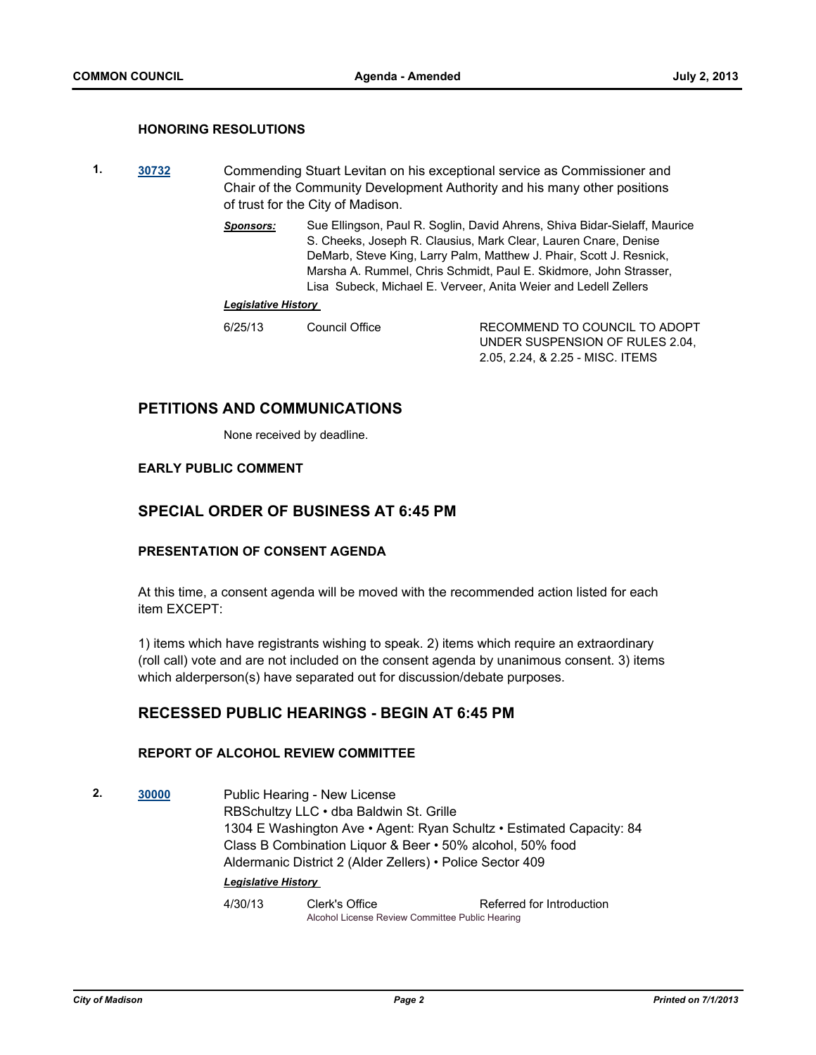**HONORING RESOLUTIONS**

**1.** **30732** Commending Stuart Levitan on his exceptional service as Commissioner and Chair of the Community Development Authority and his many other positions of trust for the City of Madison.

***Sponsors:*** Sue Ellingson, Paul R. Soglin, David Ahrens, Shiva Bidar-Sielaff, Maurice S. Cheeks, Joseph R. Clausius, Mark Clear, Lauren Cnare, Denise DeMarb, Steve King, Larry Palm, Matthew J. Phair, Scott J. Resnick, Marsha A. Rummel, Chris Schmidt, Paul E. Skidmore, John Strasser, Lisa Subeck, Michael E. Verveer, Anita Weier and Ledell Zellers

***Legislative History***

| | | |
|---|---|---|
| 6/25/13 | Council Office | RECOMMEND TO COUNCIL TO ADOPT UNDER SUSPENSION OF RULES 2.04, 2.05, 2.24, & 2.25 - MISC. ITEMS |

## PETITIONS AND COMMUNICATIONS

None received by deadline.

**EARLY PUBLIC COMMENT**

## SPECIAL ORDER OF BUSINESS AT 6:45 PM

**PRESENTATION OF CONSENT AGENDA**

At this time, a consent agenda will be moved with the recommended action listed for each item EXCEPT:

1) items which have registrants wishing to speak. 2) items which require an extraordinary (roll call) vote and are not included on the consent agenda by unanimous consent. 3) items which alderperson(s) have separated out for discussion/debate purposes.

## RECESSED PUBLIC HEARINGS - BEGIN AT 6:45 PM

**REPORT OF ALCOHOL REVIEW COMMITTEE**

**2.** **30000** Public Hearing - New License
RBSchultzy LLC • dba Baldwin St. Grille
1304 E Washington Ave • Agent: Ryan Schultz • Estimated Capacity: 84
Class B Combination Liquor & Beer • 50% alcohol, 50% food
Aldermanic District 2 (Alder Zellers) • Police Sector 409

***Legislative History***

| | | |
|---|---|---|
| 4/30/13 | Clerk's Office<br>Alcohol License Review Committee Public Hearing | Referred for Introduction |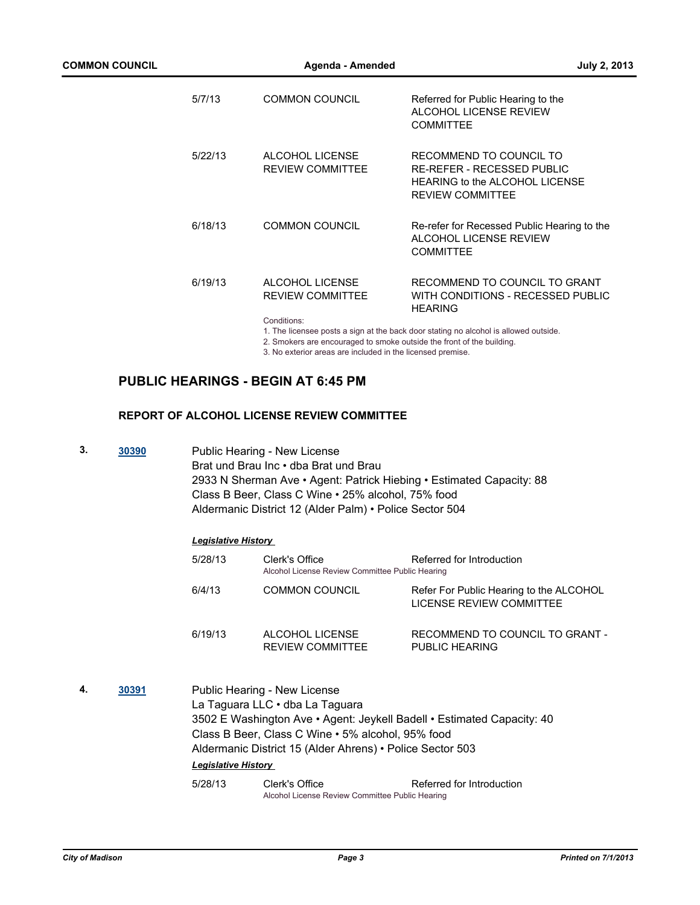| | | |
|---|---|---|
| 5/7/13 | COMMON COUNCIL | Referred for Public Hearing to the ALCOHOL LICENSE REVIEW COMMITTEE |
| 5/22/13 | ALCOHOL LICENSE REVIEW COMMITTEE | RECOMMEND TO COUNCIL TO RE-REFER - RECESSED PUBLIC HEARING to the ALCOHOL LICENSE REVIEW COMMITTEE |
| 6/18/13 | COMMON COUNCIL | Re-refer for Recessed Public Hearing to the ALCOHOL LICENSE REVIEW COMMITTEE |
| 6/19/13 | ALCOHOL LICENSE REVIEW COMMITTEE | RECOMMEND TO COUNCIL TO GRANT WITH CONDITIONS - RECESSED PUBLIC HEARING |

Conditions:
1. The licensee posts a sign at the back door stating no alcohol is allowed outside.
2. Smokers are encouraged to smoke outside the front of the building.
3. No exterior areas are included in the licensed premise.

## PUBLIC HEARINGS - BEGIN AT 6:45 PM

### REPORT OF ALCOHOL LICENSE REVIEW COMMITTEE

**3.** **30390**

Public Hearing - New License
Brat und Brau Inc • dba Brat und Brau
2933 N Sherman Ave • Agent: Patrick Hiebing • Estimated Capacity: 88
Class B Beer, Class C Wine • 25% alcohol, 75% food
Aldermanic District 12 (Alder Palm) • Police Sector 504

***Legislative History***

| | | |
|---|---|---|
| 5/28/13 | Clerk's Office<br>Alcohol License Review Committee Public Hearing | Referred for Introduction |
| 6/4/13 | COMMON COUNCIL | Refer For Public Hearing to the ALCOHOL LICENSE REVIEW COMMITTEE |
| 6/19/13 | ALCOHOL LICENSE REVIEW COMMITTEE | RECOMMEND TO COUNCIL TO GRANT - PUBLIC HEARING |

**4.** **30391**

Public Hearing - New License
La Taguara LLC • dba La Taguara
3502 E Washington Ave • Agent: Jeykell Badell • Estimated Capacity: 40
Class B Beer, Class C Wine • 5% alcohol, 95% food
Aldermanic District 15 (Alder Ahrens) • Police Sector 503

***Legislative History***

| | | |
|---|---|---|
| 5/28/13 | Clerk's Office<br>Alcohol License Review Committee Public Hearing | Referred for Introduction |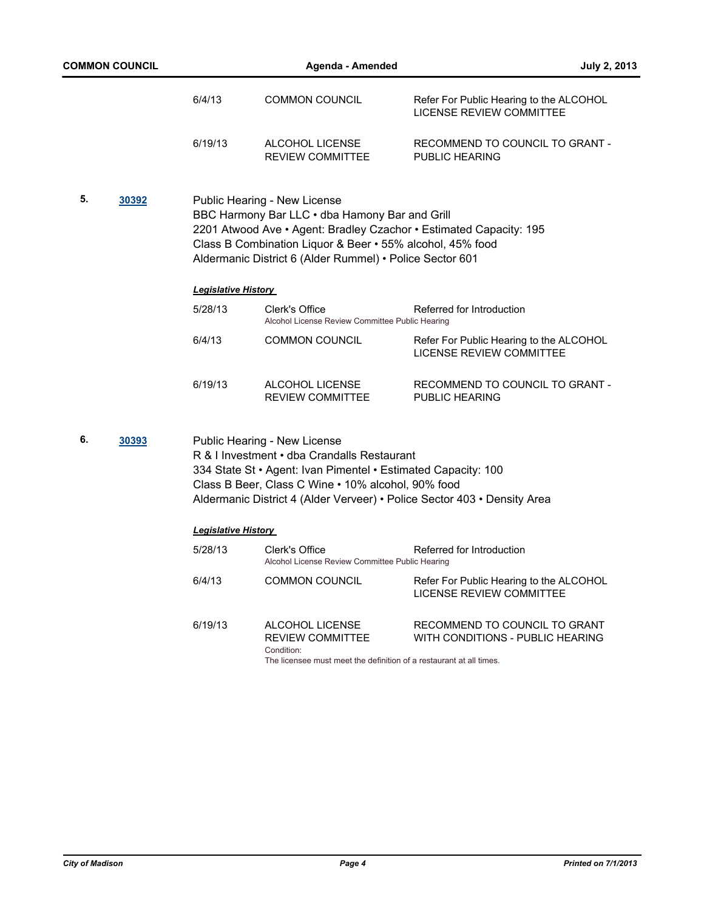| | | |
|---|---|---|
| 6/4/13 | COMMON COUNCIL | Refer For Public Hearing to the ALCOHOL LICENSE REVIEW COMMITTEE |
| 6/19/13 | ALCOHOL LICENSE REVIEW COMMITTEE | RECOMMEND TO COUNCIL TO GRANT - PUBLIC HEARING |

**5. 30392**

Public Hearing - New License
BBC Harmony Bar LLC • dba Hamony Bar and Grill
2201 Atwood Ave • Agent: Bradley Czachor • Estimated Capacity: 195
Class B Combination Liquor & Beer • 55% alcohol, 45% food
Aldermanic District 6 (Alder Rummel) • Police Sector 601

***Legislative History***

| | | |
|---|---|---|
| 5/28/13 | Clerk's Office<br>Alcohol License Review Committee Public Hearing | Referred for Introduction |
| 6/4/13 | COMMON COUNCIL | Refer For Public Hearing to the ALCOHOL LICENSE REVIEW COMMITTEE |
| 6/19/13 | ALCOHOL LICENSE REVIEW COMMITTEE | RECOMMEND TO COUNCIL TO GRANT - PUBLIC HEARING |

**6. 30393**

Public Hearing - New License
R & I Investment • dba Crandalls Restaurant
334 State St • Agent: Ivan Pimentel • Estimated Capacity: 100
Class B Beer, Class C Wine • 10% alcohol, 90% food
Aldermanic District 4 (Alder Verveer) • Police Sector 403 • Density Area

***Legislative History***

| | | |
|---|---|---|
| 5/28/13 | Clerk's Office<br>Alcohol License Review Committee Public Hearing | Referred for Introduction |
| 6/4/13 | COMMON COUNCIL | Refer For Public Hearing to the ALCOHOL LICENSE REVIEW COMMITTEE |
| 6/19/13 | ALCOHOL LICENSE REVIEW COMMITTEE<br>Condition:<br>The licensee must meet the definition of a restaurant at all times. | RECOMMEND TO COUNCIL TO GRANT WITH CONDITIONS - PUBLIC HEARING |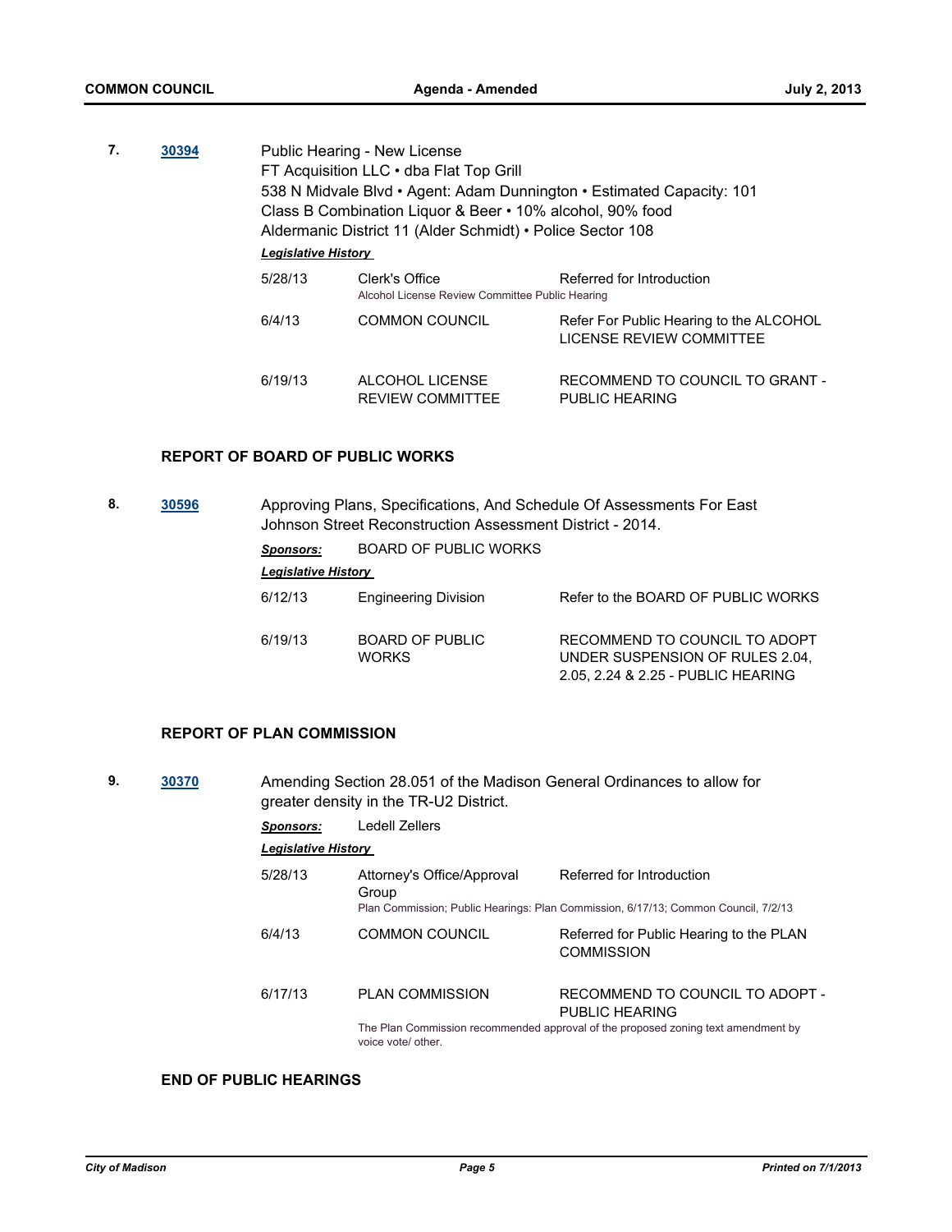**7.** **[30394](30394)**

Public Hearing - New License
FT Acquisition LLC • dba Flat Top Grill
538 N Midvale Blvd • Agent: Adam Dunnington • Estimated Capacity: 101
Class B Combination Liquor & Beer • 10% alcohol, 90% food
Aldermanic District 11 (Alder Schmidt) • Police Sector 108

***Legislative History***

| | | |
|---|---|---|
| 5/28/13 | Clerk's Office<br>Alcohol License Review Committee Public Hearing | Referred for Introduction |
| 6/4/13 | COMMON COUNCIL | Refer For Public Hearing to the ALCOHOL LICENSE REVIEW COMMITTEE |
| 6/19/13 | ALCOHOL LICENSE REVIEW COMMITTEE | RECOMMEND TO COUNCIL TO GRANT - PUBLIC HEARING |

### REPORT OF BOARD OF PUBLIC WORKS

**8.** **[30596](30596)**

Approving Plans, Specifications, And Schedule Of Assessments For East Johnson Street Reconstruction Assessment District - 2014.

***Sponsors:*** BOARD OF PUBLIC WORKS

***Legislative History***

| | | |
|---|---|---|
| 6/12/13 | Engineering Division | Refer to the BOARD OF PUBLIC WORKS |
| 6/19/13 | BOARD OF PUBLIC WORKS | RECOMMEND TO COUNCIL TO ADOPT UNDER SUSPENSION OF RULES 2.04, 2.05, 2.24 & 2.25 - PUBLIC HEARING |

### REPORT OF PLAN COMMISSION

**9.** **[30370](30370)**

Amending Section 28.051 of the Madison General Ordinances to allow for greater density in the TR-U2 District.

***Sponsors:*** Ledell Zellers

***Legislative History***

| | | |
|---|---|---|
| 5/28/13 | Attorney's Office/Approval Group<br>Plan Commission; Public Hearings: Plan Commission, 6/17/13; Common Council, 7/2/13 | Referred for Introduction |
| 6/4/13 | COMMON COUNCIL | Referred for Public Hearing to the PLAN COMMISSION |
| 6/17/13 | PLAN COMMISSION<br>The Plan Commission recommended approval of the proposed zoning text amendment by voice vote/ other. | RECOMMEND TO COUNCIL TO ADOPT - PUBLIC HEARING |

### END OF PUBLIC HEARINGS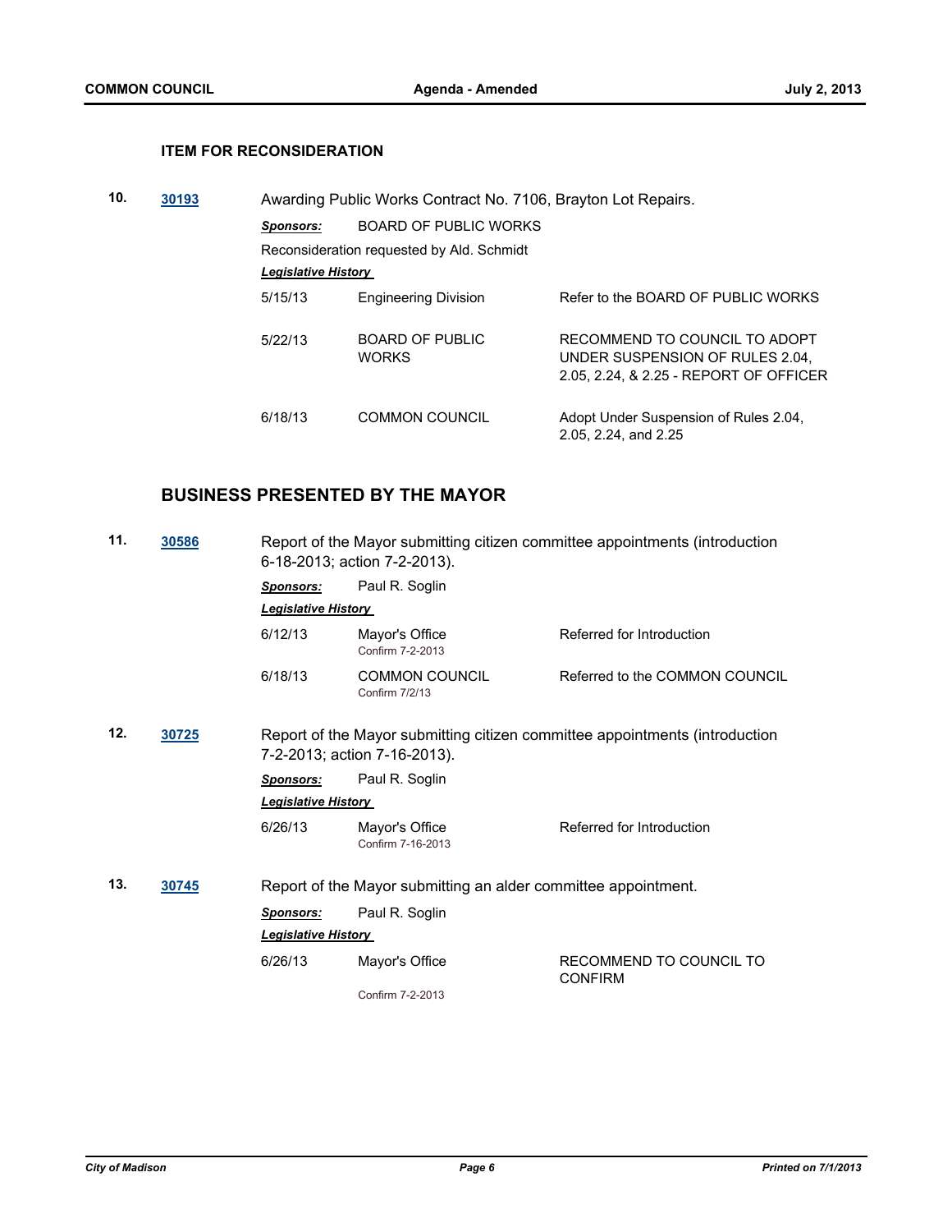### ITEM FOR RECONSIDERATION

**10.** **30193** Awarding Public Works Contract No. 7106, Brayton Lot Repairs.

***Sponsors:*** BOARD OF PUBLIC WORKS

Reconsideration requested by Ald. Schmidt

***Legislative History***

| | | |
|---|---|---|
| 5/15/13 | Engineering Division | Refer to the BOARD OF PUBLIC WORKS |
| 5/22/13 | BOARD OF PUBLIC WORKS | RECOMMEND TO COUNCIL TO ADOPT UNDER SUSPENSION OF RULES 2.04, 2.05, 2.24, & 2.25 - REPORT OF OFFICER |
| 6/18/13 | COMMON COUNCIL | Adopt Under Suspension of Rules 2.04, 2.05, 2.24, and 2.25 |

## BUSINESS PRESENTED BY THE MAYOR

**11.** **30586** Report of the Mayor submitting citizen committee appointments (introduction 6-18-2013; action 7-2-2013).

***Sponsors:*** Paul R. Soglin

***Legislative History***

| | | |
|---|---|---|
| 6/12/13 | Mayor's Office<br>Confirm 7-2-2013 | Referred for Introduction |
| 6/18/13 | COMMON COUNCIL<br>Confirm 7/2/13 | Referred to the COMMON COUNCIL |

**12.** **30725** Report of the Mayor submitting citizen committee appointments (introduction 7-2-2013; action 7-16-2013).

***Sponsors:*** Paul R. Soglin

***Legislative History***

| | | |
|---|---|---|
| 6/26/13 | Mayor's Office<br>Confirm 7-16-2013 | Referred for Introduction |

**13.** **30745** Report of the Mayor submitting an alder committee appointment.

***Sponsors:*** Paul R. Soglin

***Legislative History***

| | | |
|---|---|---|
| 6/26/13 | Mayor's Office<br>Confirm 7-2-2013 | RECOMMEND TO COUNCIL TO CONFIRM |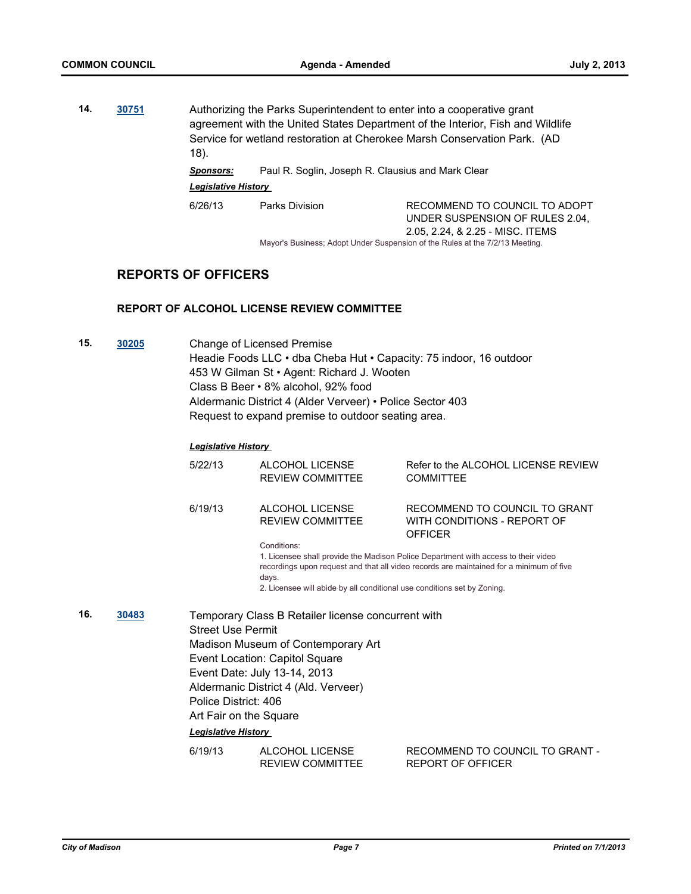**14.** **30751** Authorizing the Parks Superintendent to enter into a cooperative grant agreement with the United States Department of the Interior, Fish and Wildlife Service for wetland restoration at Cherokee Marsh Conservation Park. (AD 18).

***Sponsors:*** Paul R. Soglin, Joseph R. Clausius and Mark Clear

***Legislative History***

| | | |
|---|---|---|
| 6/26/13 | Parks Division | RECOMMEND TO COUNCIL TO ADOPT UNDER SUSPENSION OF RULES 2.04, 2.05, 2.24, & 2.25 - MISC. ITEMS |

Mayor's Business; Adopt Under Suspension of the Rules at the 7/2/13 Meeting.

## REPORTS OF OFFICERS

### REPORT OF ALCOHOL LICENSE REVIEW COMMITTEE

**15.** **30205** Change of Licensed Premise
Headie Foods LLC • dba Cheba Hut • Capacity: 75 indoor, 16 outdoor
453 W Gilman St • Agent: Richard J. Wooten
Class B Beer • 8% alcohol, 92% food
Aldermanic District 4 (Alder Verveer) • Police Sector 403
Request to expand premise to outdoor seating area.

***Legislative History***

| | | |
|---|---|---|
| 5/22/13 | ALCOHOL LICENSE REVIEW COMMITTEE | Refer to the ALCOHOL LICENSE REVIEW COMMITTEE |
| 6/19/13 | ALCOHOL LICENSE REVIEW COMMITTEE | RECOMMEND TO COUNCIL TO GRANT WITH CONDITIONS - REPORT OF OFFICER |

Conditions:
1. Licensee shall provide the Madison Police Department with access to their video recordings upon request and that all video records are maintained for a minimum of five days.
2. Licensee will abide by all conditional use conditions set by Zoning.

**16.** **30483** Temporary Class B Retailer license concurrent with Street Use Permit
Madison Museum of Contemporary Art
Event Location: Capitol Square
Event Date: July 13-14, 2013
Aldermanic District 4 (Ald. Verveer)
Police District: 406
Art Fair on the Square

***Legislative History***

| | | |
|---|---|---|
| 6/19/13 | ALCOHOL LICENSE REVIEW COMMITTEE | RECOMMEND TO COUNCIL TO GRANT - REPORT OF OFFICER |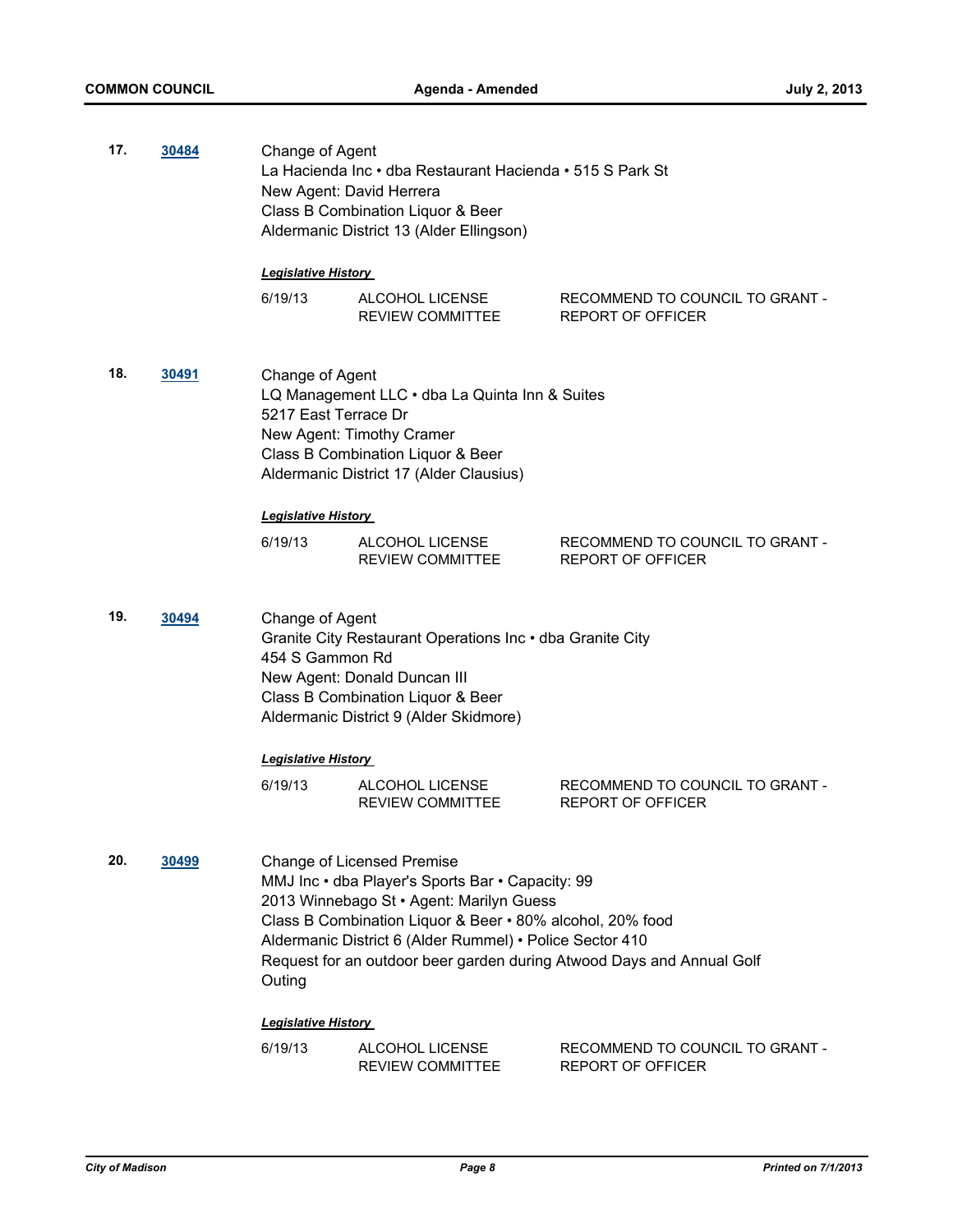**17.** **30484**

Change of Agent
La Hacienda Inc • dba Restaurant Hacienda • 515 S Park St
New Agent: David Herrera
Class B Combination Liquor & Beer
Aldermanic District 13 (Alder Ellingson)

***Legislative History***

| | | |
|---|---|---|
| 6/19/13 | ALCOHOL LICENSE REVIEW COMMITTEE | RECOMMEND TO COUNCIL TO GRANT - REPORT OF OFFICER |

**18.** **30491**

Change of Agent
LQ Management LLC • dba La Quinta Inn & Suites
5217 East Terrace Dr
New Agent: Timothy Cramer
Class B Combination Liquor & Beer
Aldermanic District 17 (Alder Clausius)

***Legislative History***

| | | |
|---|---|---|
| 6/19/13 | ALCOHOL LICENSE REVIEW COMMITTEE | RECOMMEND TO COUNCIL TO GRANT - REPORT OF OFFICER |

**19.** **30494**

Change of Agent
Granite City Restaurant Operations Inc • dba Granite City
454 S Gammon Rd
New Agent: Donald Duncan III
Class B Combination Liquor & Beer
Aldermanic District 9 (Alder Skidmore)

***Legislative History***

| | | |
|---|---|---|
| 6/19/13 | ALCOHOL LICENSE REVIEW COMMITTEE | RECOMMEND TO COUNCIL TO GRANT - REPORT OF OFFICER |

**20.** **30499**

Change of Licensed Premise
MMJ Inc • dba Player's Sports Bar • Capacity: 99
2013 Winnebago St • Agent: Marilyn Guess
Class B Combination Liquor & Beer • 80% alcohol, 20% food
Aldermanic District 6 (Alder Rummel) • Police Sector 410
Request for an outdoor beer garden during Atwood Days and Annual Golf Outing

***Legislative History***

| | | |
|---|---|---|
| 6/19/13 | ALCOHOL LICENSE REVIEW COMMITTEE | RECOMMEND TO COUNCIL TO GRANT - REPORT OF OFFICER |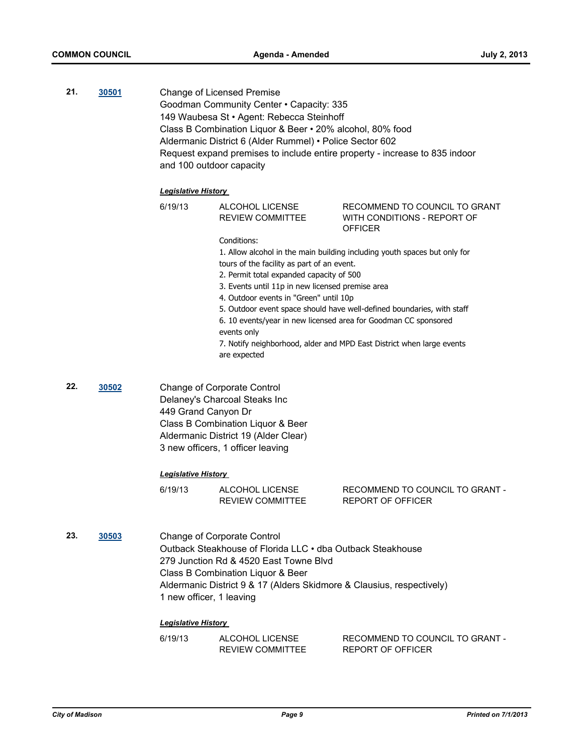**21.** **30501**

Change of Licensed Premise
Goodman Community Center • Capacity: 335
149 Waubesa St • Agent: Rebecca Steinhoff
Class B Combination Liquor & Beer • 20% alcohol, 80% food
Aldermanic District 6 (Alder Rummel) • Police Sector 602
Request expand premises to include entire property - increase to 835 indoor and 100 outdoor capacity

***Legislative History***

| | | |
|---|---|---|
| 6/19/13 | ALCOHOL LICENSE REVIEW COMMITTEE | RECOMMEND TO COUNCIL TO GRANT WITH CONDITIONS - REPORT OF OFFICER |

Conditions:

1. Allow alcohol in the main building including youth spaces but only for tours of the facility as part of an event.
2. Permit total expanded capacity of 500
3. Events until 11p in new licensed premise area
4. Outdoor events in "Green" until 10p
5. Outdoor event space should have well-defined boundaries, with staff
6. 10 events/year in new licensed area for Goodman CC sponsored events only
7. Notify neighborhood, alder and MPD East District when large events are expected

**22.** **30502**

Change of Corporate Control
Delaney's Charcoal Steaks Inc
449 Grand Canyon Dr
Class B Combination Liquor & Beer
Aldermanic District 19 (Alder Clear)
3 new officers, 1 officer leaving

***Legislative History***

| | | |
|---|---|---|
| 6/19/13 | ALCOHOL LICENSE REVIEW COMMITTEE | RECOMMEND TO COUNCIL TO GRANT - REPORT OF OFFICER |

**23.** **30503**

Change of Corporate Control
Outback Steakhouse of Florida LLC • dba Outback Steakhouse
279 Junction Rd & 4520 East Towne Blvd
Class B Combination Liquor & Beer
Aldermanic District 9 & 17 (Alders Skidmore & Clausius, respectively)
1 new officer, 1 leaving

***Legislative History***

| | | |
|---|---|---|
| 6/19/13 | ALCOHOL LICENSE REVIEW COMMITTEE | RECOMMEND TO COUNCIL TO GRANT - REPORT OF OFFICER |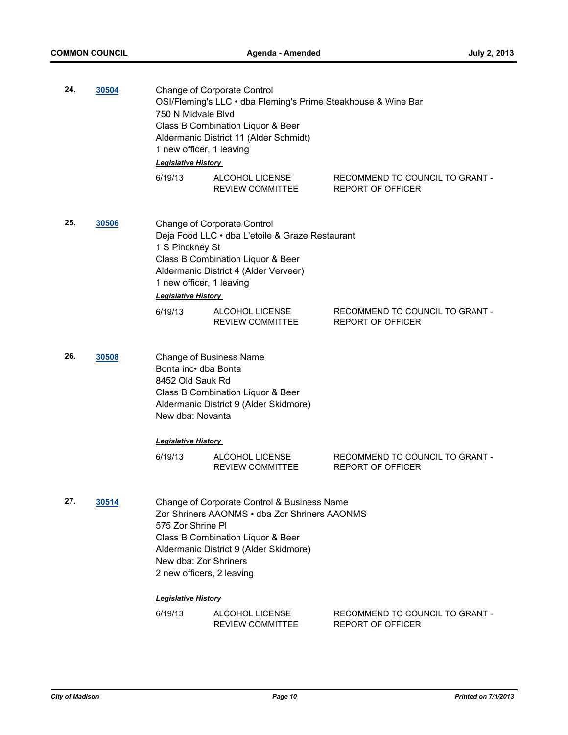**24.** **30504**

Change of Corporate Control
OSI/Fleming's LLC • dba Fleming's Prime Steakhouse & Wine Bar
750 N Midvale Blvd
Class B Combination Liquor & Beer
Aldermanic District 11 (Alder Schmidt)
1 new officer, 1 leaving

***Legislative History***

| | | |
|---|---|---|
| 6/19/13 | ALCOHOL LICENSE REVIEW COMMITTEE | RECOMMEND TO COUNCIL TO GRANT - REPORT OF OFFICER |

**25.** **30506**

Change of Corporate Control
Deja Food LLC • dba L'etoile & Graze Restaurant
1 S Pinckney St
Class B Combination Liquor & Beer
Aldermanic District 4 (Alder Verveer)
1 new officer, 1 leaving

***Legislative History***

| | | |
|---|---|---|
| 6/19/13 | ALCOHOL LICENSE REVIEW COMMITTEE | RECOMMEND TO COUNCIL TO GRANT - REPORT OF OFFICER |

**26.** **30508**

Change of Business Name
Bonta inc• dba Bonta
8452 Old Sauk Rd
Class B Combination Liquor & Beer
Aldermanic District 9 (Alder Skidmore)
New dba: Novanta

***Legislative History***

| | | |
|---|---|---|
| 6/19/13 | ALCOHOL LICENSE REVIEW COMMITTEE | RECOMMEND TO COUNCIL TO GRANT - REPORT OF OFFICER |

**27.** **30514**

Change of Corporate Control & Business Name
Zor Shriners AAONMS • dba Zor Shriners AAONMS
575 Zor Shrine Pl
Class B Combination Liquor & Beer
Aldermanic District 9 (Alder Skidmore)
New dba: Zor Shriners
2 new officers, 2 leaving

***Legislative History***

| | | |
|---|---|---|
| 6/19/13 | ALCOHOL LICENSE REVIEW COMMITTEE | RECOMMEND TO COUNCIL TO GRANT - REPORT OF OFFICER |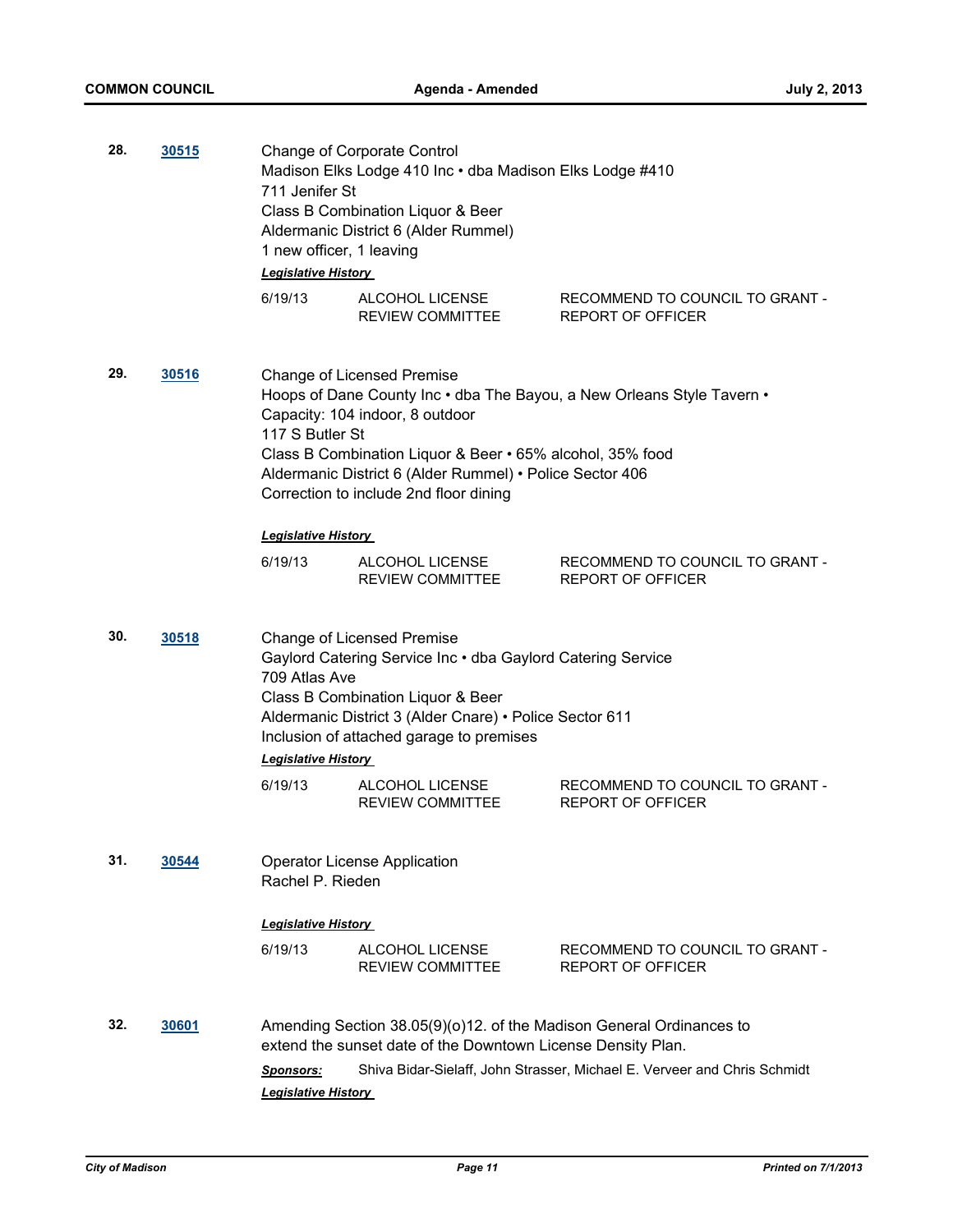**28.** **30515**

Change of Corporate Control
Madison Elks Lodge 410 Inc • dba Madison Elks Lodge #410
711 Jenifer St
Class B Combination Liquor & Beer
Aldermanic District 6 (Alder Rummel)
1 new officer, 1 leaving

***Legislative History***

| | | |
|---|---|---|
| 6/19/13 | ALCOHOL LICENSE REVIEW COMMITTEE | RECOMMEND TO COUNCIL TO GRANT - REPORT OF OFFICER |

**29.** **30516**

Change of Licensed Premise
Hoops of Dane County Inc • dba The Bayou, a New Orleans Style Tavern •
Capacity: 104 indoor, 8 outdoor
117 S Butler St
Class B Combination Liquor & Beer • 65% alcohol, 35% food
Aldermanic District 6 (Alder Rummel) • Police Sector 406
Correction to include 2nd floor dining

***Legislative History***

| | | |
|---|---|---|
| 6/19/13 | ALCOHOL LICENSE REVIEW COMMITTEE | RECOMMEND TO COUNCIL TO GRANT - REPORT OF OFFICER |

**30.** **30518**

Change of Licensed Premise
Gaylord Catering Service Inc • dba Gaylord Catering Service
709 Atlas Ave
Class B Combination Liquor & Beer
Aldermanic District 3 (Alder Cnare) • Police Sector 611
Inclusion of attached garage to premises

***Legislative History***

| | | |
|---|---|---|
| 6/19/13 | ALCOHOL LICENSE REVIEW COMMITTEE | RECOMMEND TO COUNCIL TO GRANT - REPORT OF OFFICER |

**31.** **30544**

Operator License Application
Rachel P. Rieden

***Legislative History***

| | | |
|---|---|---|
| 6/19/13 | ALCOHOL LICENSE REVIEW COMMITTEE | RECOMMEND TO COUNCIL TO GRANT - REPORT OF OFFICER |

**32.** **30601**

Amending Section 38.05(9)(o)12. of the Madison General Ordinances to extend the sunset date of the Downtown License Density Plan.

***Sponsors:*** Shiva Bidar-Sielaff, John Strasser, Michael E. Verveer and Chris Schmidt

***Legislative History***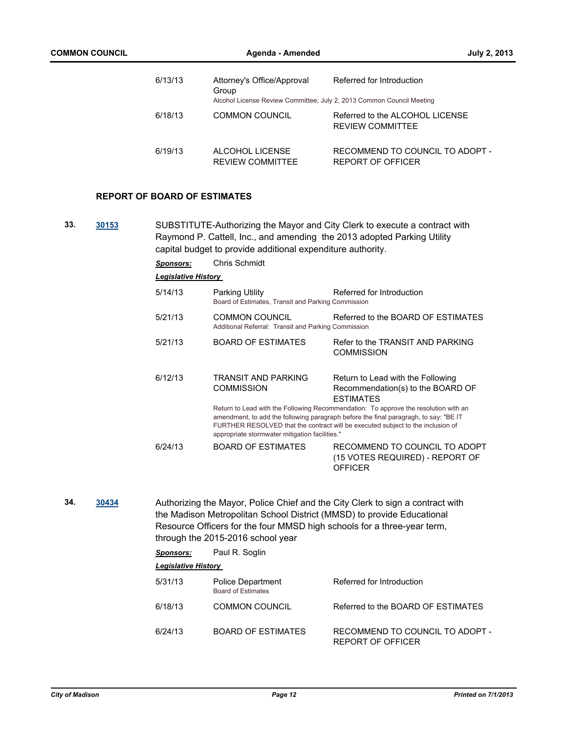| | | |
|---|---|---|
| 6/13/13 | Attorney's Office/Approval Group<br>Alcohol License Review Committee; July 2, 2013 Common Council Meeting | Referred for Introduction |
| 6/18/13 | COMMON COUNCIL | Referred to the ALCOHOL LICENSE REVIEW COMMITTEE |
| 6/19/13 | ALCOHOL LICENSE REVIEW COMMITTEE | RECOMMEND TO COUNCIL TO ADOPT - REPORT OF OFFICER |

## REPORT OF BOARD OF ESTIMATES

**33.** **30153** SUBSTITUTE-Authorizing the Mayor and City Clerk to execute a contract with Raymond P. Cattell, Inc., and amending the 2013 adopted Parking Utility capital budget to provide additional expenditure authority.

***Sponsors:*** Chris Schmidt

***Legislative History***

| | | |
|---|---|---|
| 5/14/13 | Parking Utility<br>Board of Estimates, Transit and Parking Commission | Referred for Introduction |
| 5/21/13 | COMMON COUNCIL<br>Additional Referral: Transit and Parking Commission | Referred to the BOARD OF ESTIMATES |
| 5/21/13 | BOARD OF ESTIMATES | Refer to the TRANSIT AND PARKING COMMISSION |
| 6/12/13 | TRANSIT AND PARKING COMMISSION<br>Return to Lead with the Following Recommendation: To approve the resolution with an amendment, to add the following paragraph before the final paragragh, to say: "BE IT FURTHER RESOLVED that the contract will be executed subject to the inclusion of appropriate stormwater mitigation facilities." | Return to Lead with the Following Recommendation(s) to the BOARD OF ESTIMATES |
| 6/24/13 | BOARD OF ESTIMATES | RECOMMEND TO COUNCIL TO ADOPT (15 VOTES REQUIRED) - REPORT OF OFFICER |

**34.** **30434** Authorizing the Mayor, Police Chief and the City Clerk to sign a contract with the Madison Metropolitan School District (MMSD) to provide Educational Resource Officers for the four MMSD high schools for a three-year term, through the 2015-2016 school year

***Sponsors:*** Paul R. Soglin

***Legislative History***

| | | |
|---|---|---|
| 5/31/13 | Police Department<br>Board of Estimates | Referred for Introduction |
| 6/18/13 | COMMON COUNCIL | Referred to the BOARD OF ESTIMATES |
| 6/24/13 | BOARD OF ESTIMATES | RECOMMEND TO COUNCIL TO ADOPT - REPORT OF OFFICER |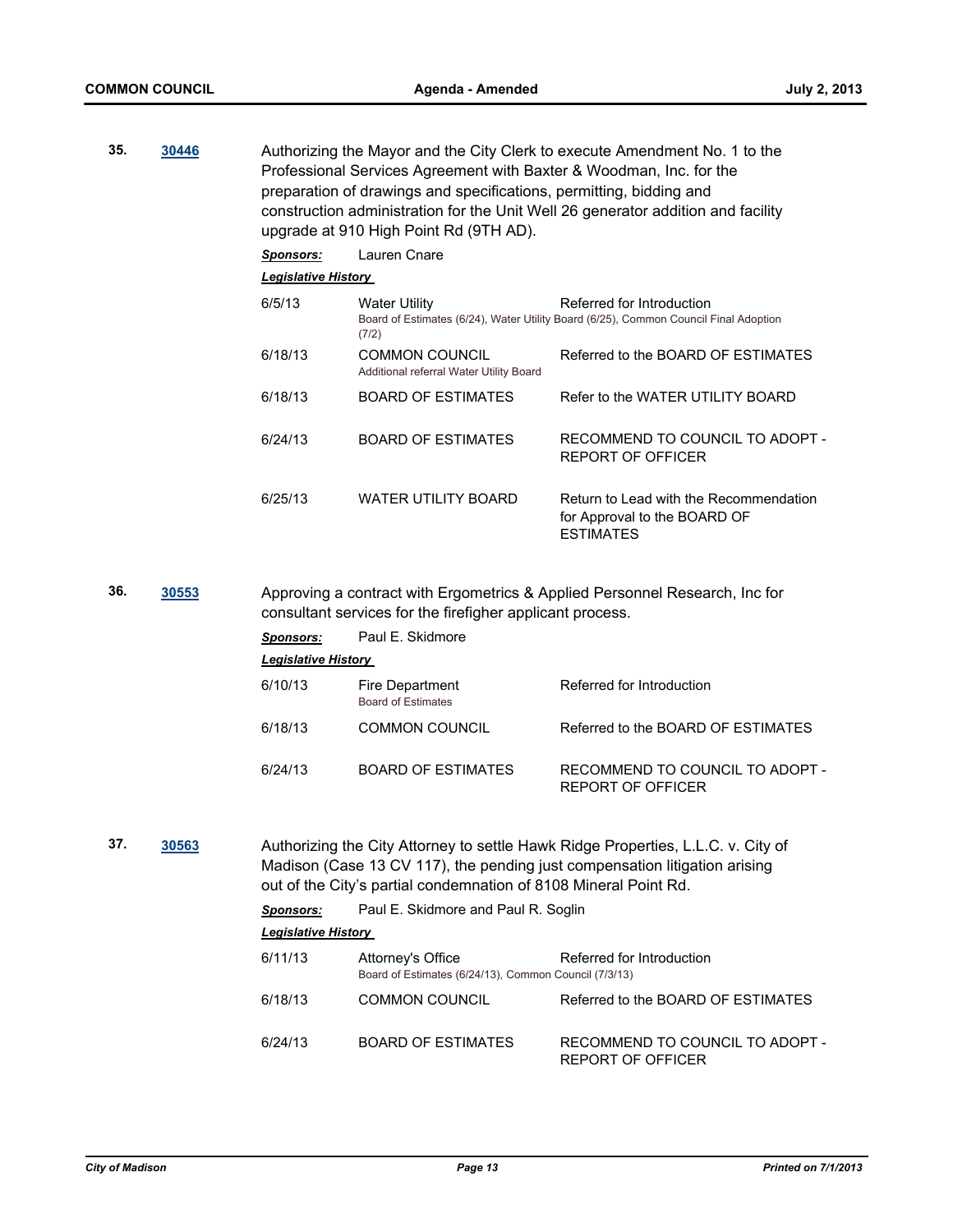**35.** **30446**

Authorizing the Mayor and the City Clerk to execute Amendment No. 1 to the Professional Services Agreement with Baxter & Woodman, Inc. for the preparation of drawings and specifications, permitting, bidding and construction administration for the Unit Well 26 generator addition and facility upgrade at 910 High Point Rd (9TH AD).

***Sponsors:*** Lauren Cnare

***Legislative History***

| | | |
|---|---|---|
| 6/5/13 | Water Utility<br>Board of Estimates (6/24), Water Utility Board (6/25), Common Council Final Adoption (7/2) | Referred for Introduction |
| 6/18/13 | COMMON COUNCIL<br>Additional referral Water Utility Board | Referred to the BOARD OF ESTIMATES |
| 6/18/13 | BOARD OF ESTIMATES | Refer to the WATER UTILITY BOARD |
| 6/24/13 | BOARD OF ESTIMATES | RECOMMEND TO COUNCIL TO ADOPT - REPORT OF OFFICER |
| 6/25/13 | WATER UTILITY BOARD | Return to Lead with the Recommendation for Approval to the BOARD OF ESTIMATES |

**36.** **30553**

Approving a contract with Ergometrics & Applied Personnel Research, Inc for consultant services for the firefighter applicant process.

***Sponsors:*** Paul E. Skidmore

***Legislative History***

| | | |
|---|---|---|
| 6/10/13 | Fire Department<br>Board of Estimates | Referred for Introduction |
| 6/18/13 | COMMON COUNCIL | Referred to the BOARD OF ESTIMATES |
| 6/24/13 | BOARD OF ESTIMATES | RECOMMEND TO COUNCIL TO ADOPT - REPORT OF OFFICER |

**37.** **30563**

Authorizing the City Attorney to settle Hawk Ridge Properties, L.L.C. v. City of Madison (Case 13 CV 117), the pending just compensation litigation arising out of the City's partial condemnation of 8108 Mineral Point Rd.

***Sponsors:*** Paul E. Skidmore and Paul R. Soglin

***Legislative History***

| | | |
|---|---|---|
| 6/11/13 | Attorney's Office<br>Board of Estimates (6/24/13), Common Council (7/3/13) | Referred for Introduction |
| 6/18/13 | COMMON COUNCIL | Referred to the BOARD OF ESTIMATES |
| 6/24/13 | BOARD OF ESTIMATES | RECOMMEND TO COUNCIL TO ADOPT - REPORT OF OFFICER |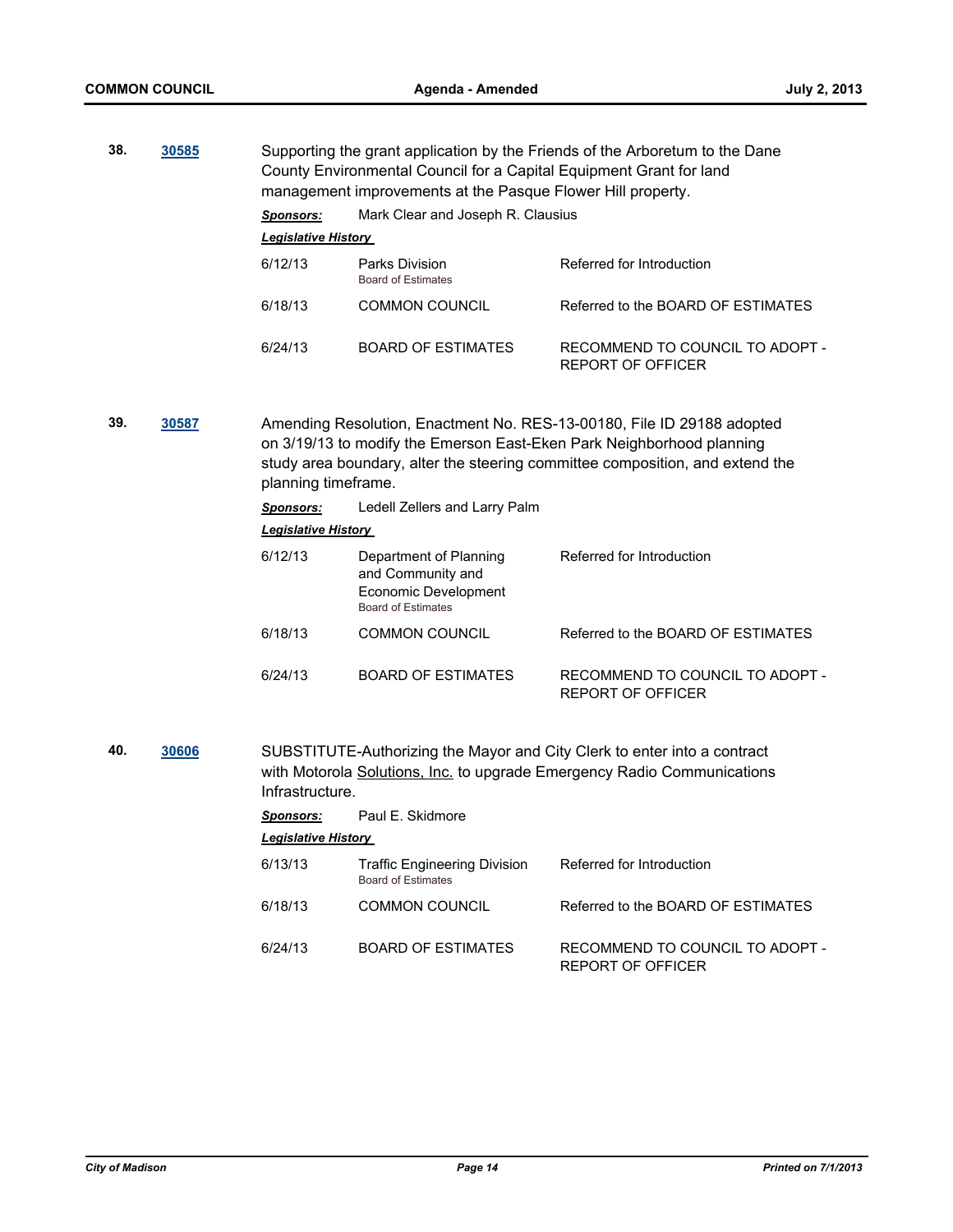**38.** **30585**

Supporting the grant application by the Friends of the Arboretum to the Dane County Environmental Council for a Capital Equipment Grant for land management improvements at the Pasque Flower Hill property.

***Sponsors:*** Mark Clear and Joseph R. Clausius

***Legislative History***

| | | |
|---|---|---|
| 6/12/13 | Parks Division<br>Board of Estimates | Referred for Introduction |
| 6/18/13 | COMMON COUNCIL | Referred to the BOARD OF ESTIMATES |
| 6/24/13 | BOARD OF ESTIMATES | RECOMMEND TO COUNCIL TO ADOPT - REPORT OF OFFICER |

**39.** **30587**

Amending Resolution, Enactment No. RES-13-00180, File ID 29188 adopted on 3/19/13 to modify the Emerson East-Eken Park Neighborhood planning study area boundary, alter the steering committee composition, and extend the planning timeframe.

***Sponsors:*** Ledell Zellers and Larry Palm

***Legislative History***

| | | |
|---|---|---|
| 6/12/13 | Department of Planning and Community and Economic Development<br>Board of Estimates | Referred for Introduction |
| 6/18/13 | COMMON COUNCIL | Referred to the BOARD OF ESTIMATES |
| 6/24/13 | BOARD OF ESTIMATES | RECOMMEND TO COUNCIL TO ADOPT - REPORT OF OFFICER |

**40.** **30606**

SUBSTITUTE-Authorizing the Mayor and City Clerk to enter into a contract with Motorola Solutions, Inc. to upgrade Emergency Radio Communications Infrastructure.

***Sponsors:*** Paul E. Skidmore

***Legislative History***

| | | |
|---|---|---|
| 6/13/13 | Traffic Engineering Division<br>Board of Estimates | Referred for Introduction |
| 6/18/13 | COMMON COUNCIL | Referred to the BOARD OF ESTIMATES |
| 6/24/13 | BOARD OF ESTIMATES | RECOMMEND TO COUNCIL TO ADOPT - REPORT OF OFFICER |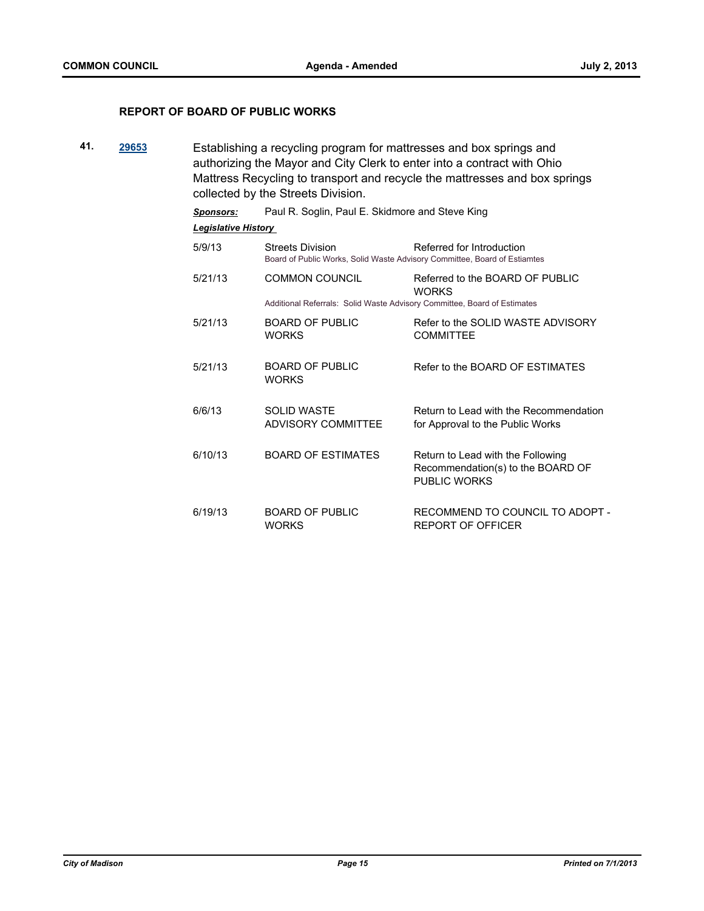### REPORT OF BOARD OF PUBLIC WORKS

**41.** **29653** Establishing a recycling program for mattresses and box springs and authorizing the Mayor and City Clerk to enter into a contract with Ohio Mattress Recycling to transport and recycle the mattresses and box springs collected by the Streets Division.

***Sponsors:*** Paul R. Soglin, Paul E. Skidmore and Steve King

***Legislative History***

| Date | Body | Action |
|---|---|---|
| 5/9/13 | Streets Division | Referred for Introduction |
| | Board of Public Works, Solid Waste Advisory Committee, Board of Estiamtes | |
| 5/21/13 | COMMON COUNCIL | Referred to the BOARD OF PUBLIC WORKS |
| | Additional Referrals: Solid Waste Advisory Committee, Board of Estimates | |
| 5/21/13 | BOARD OF PUBLIC WORKS | Refer to the SOLID WASTE ADVISORY COMMITTEE |
| 5/21/13 | BOARD OF PUBLIC WORKS | Refer to the BOARD OF ESTIMATES |
| 6/6/13 | SOLID WASTE ADVISORY COMMITTEE | Return to Lead with the Recommendation for Approval to the Public Works |
| 6/10/13 | BOARD OF ESTIMATES | Return to Lead with the Following Recommendation(s) to the BOARD OF PUBLIC WORKS |
| 6/19/13 | BOARD OF PUBLIC WORKS | RECOMMEND TO COUNCIL TO ADOPT - REPORT OF OFFICER |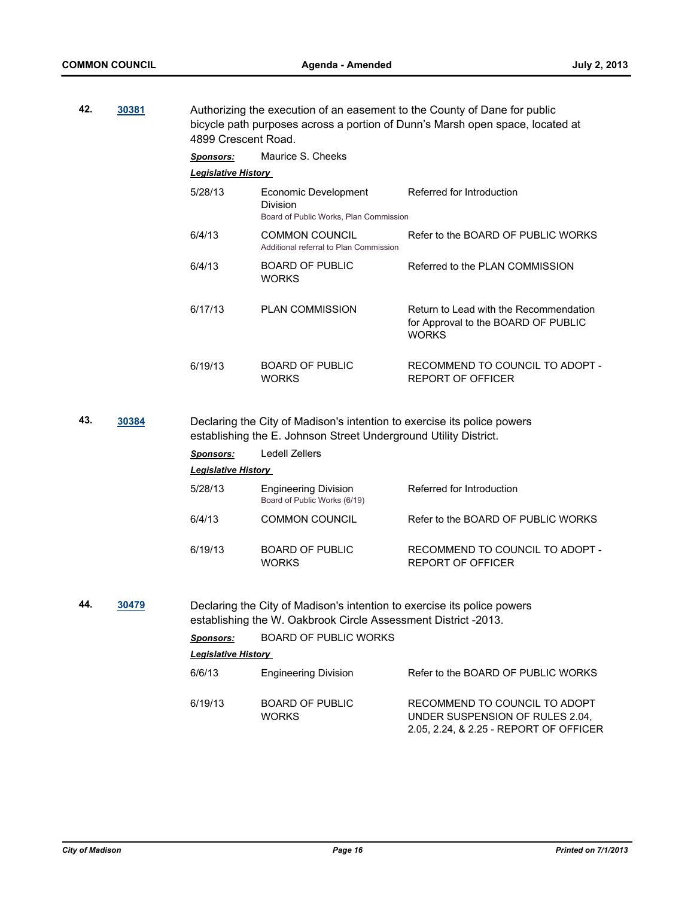**42.** **30381**

Authorizing the execution of an easement to the County of Dane for public bicycle path purposes across a portion of Dunn's Marsh open space, located at 4899 Crescent Road.

***Sponsors:*** Maurice S. Cheeks

***Legislative History***

| Date | Body | Action |
|---|---|---|
| 5/28/13 | Economic Development Division<br>Board of Public Works, Plan Commission | Referred for Introduction |
| 6/4/13 | COMMON COUNCIL<br>Additional referral to Plan Commission | Refer to the BOARD OF PUBLIC WORKS |
| 6/4/13 | BOARD OF PUBLIC WORKS | Referred to the PLAN COMMISSION |
| 6/17/13 | PLAN COMMISSION | Return to Lead with the Recommendation for Approval to the BOARD OF PUBLIC WORKS |
| 6/19/13 | BOARD OF PUBLIC WORKS | RECOMMEND TO COUNCIL TO ADOPT - REPORT OF OFFICER |

**43.** **30384**

Declaring the City of Madison's intention to exercise its police powers establishing the E. Johnson Street Underground Utility District.

***Sponsors:*** Ledell Zellers

***Legislative History***

| Date | Body | Action |
|---|---|---|
| 5/28/13 | Engineering Division<br>Board of Public Works (6/19) | Referred for Introduction |
| 6/4/13 | COMMON COUNCIL | Refer to the BOARD OF PUBLIC WORKS |
| 6/19/13 | BOARD OF PUBLIC WORKS | RECOMMEND TO COUNCIL TO ADOPT - REPORT OF OFFICER |

**44.** **30479**

Declaring the City of Madison's intention to exercise its police powers establishing the W. Oakbrook Circle Assessment District -2013.

***Sponsors:*** BOARD OF PUBLIC WORKS

***Legislative History***

| Date | Body | Action |
|---|---|---|
| 6/6/13 | Engineering Division | Refer to the BOARD OF PUBLIC WORKS |
| 6/19/13 | BOARD OF PUBLIC WORKS | RECOMMEND TO COUNCIL TO ADOPT UNDER SUSPENSION OF RULES 2.04, 2.05, 2.24, & 2.25 - REPORT OF OFFICER |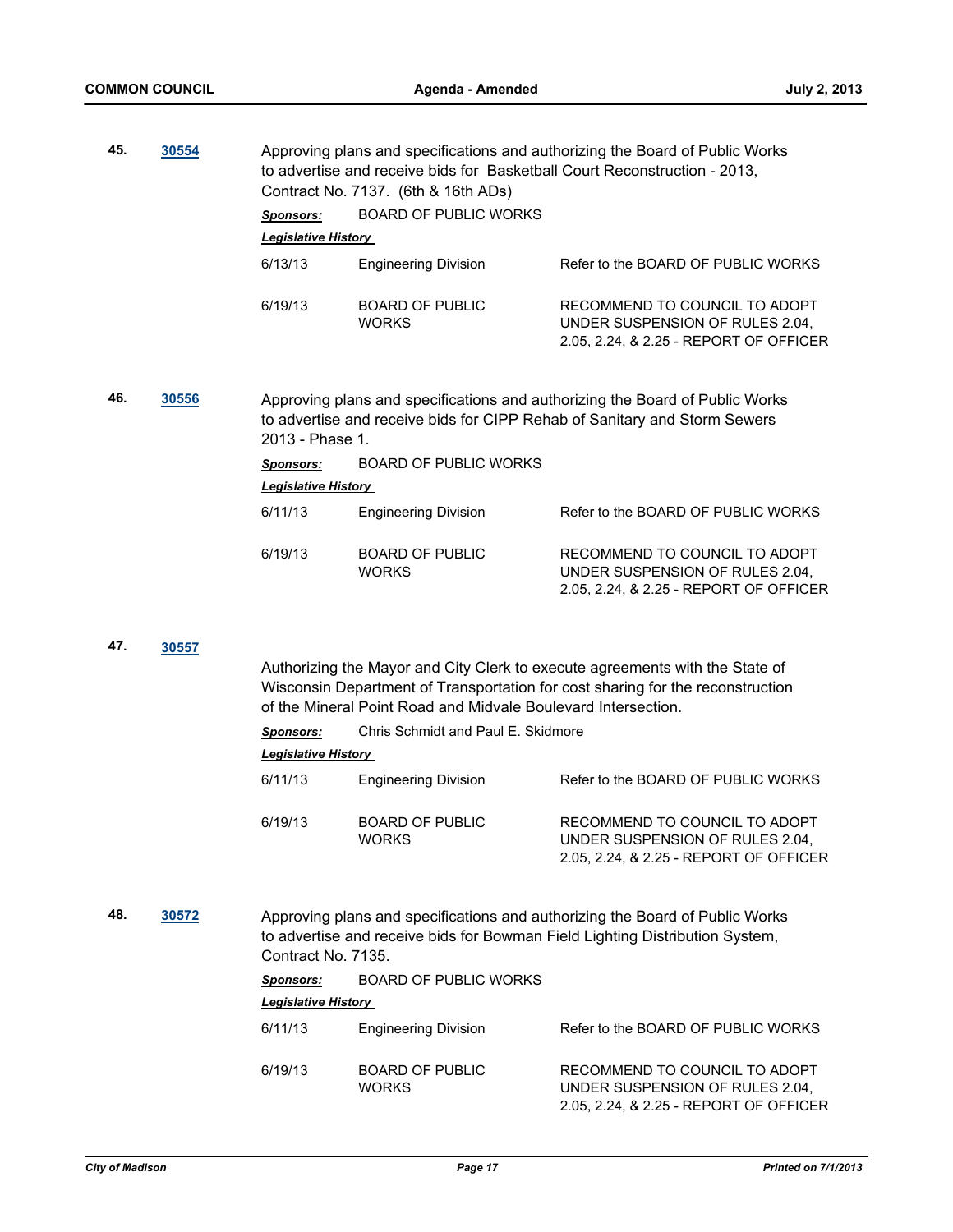**45.** **30554**

Approving plans and specifications and authorizing the Board of Public Works to advertise and receive bids for Basketball Court Reconstruction - 2013, Contract No. 7137. (6th & 16th ADs)

***Sponsors:*** BOARD OF PUBLIC WORKS

***Legislative History***

| | | |
|---|---|---|
| 6/13/13 | Engineering Division | Refer to the BOARD OF PUBLIC WORKS |
| 6/19/13 | BOARD OF PUBLIC WORKS | RECOMMEND TO COUNCIL TO ADOPT UNDER SUSPENSION OF RULES 2.04, 2.05, 2.24, & 2.25 - REPORT OF OFFICER |

**46.** **30556**

Approving plans and specifications and authorizing the Board of Public Works to advertise and receive bids for CIPP Rehab of Sanitary and Storm Sewers 2013 - Phase 1.

***Sponsors:*** BOARD OF PUBLIC WORKS

***Legislative History***

| | | |
|---|---|---|
| 6/11/13 | Engineering Division | Refer to the BOARD OF PUBLIC WORKS |
| 6/19/13 | BOARD OF PUBLIC WORKS | RECOMMEND TO COUNCIL TO ADOPT UNDER SUSPENSION OF RULES 2.04, 2.05, 2.24, & 2.25 - REPORT OF OFFICER |

**47.** **30557**

Authorizing the Mayor and City Clerk to execute agreements with the State of Wisconsin Department of Transportation for cost sharing for the reconstruction of the Mineral Point Road and Midvale Boulevard Intersection.

***Sponsors:*** Chris Schmidt and Paul E. Skidmore

***Legislative History***

| | | |
|---|---|---|
| 6/11/13 | Engineering Division | Refer to the BOARD OF PUBLIC WORKS |
| 6/19/13 | BOARD OF PUBLIC WORKS | RECOMMEND TO COUNCIL TO ADOPT UNDER SUSPENSION OF RULES 2.04, 2.05, 2.24, & 2.25 - REPORT OF OFFICER |

**48.** **30572**

Approving plans and specifications and authorizing the Board of Public Works to advertise and receive bids for Bowman Field Lighting Distribution System, Contract No. 7135.

***Sponsors:*** BOARD OF PUBLIC WORKS

***Legislative History***

| | | |
|---|---|---|
| 6/11/13 | Engineering Division | Refer to the BOARD OF PUBLIC WORKS |
| 6/19/13 | BOARD OF PUBLIC WORKS | RECOMMEND TO COUNCIL TO ADOPT UNDER SUSPENSION OF RULES 2.04, 2.05, 2.24, & 2.25 - REPORT OF OFFICER |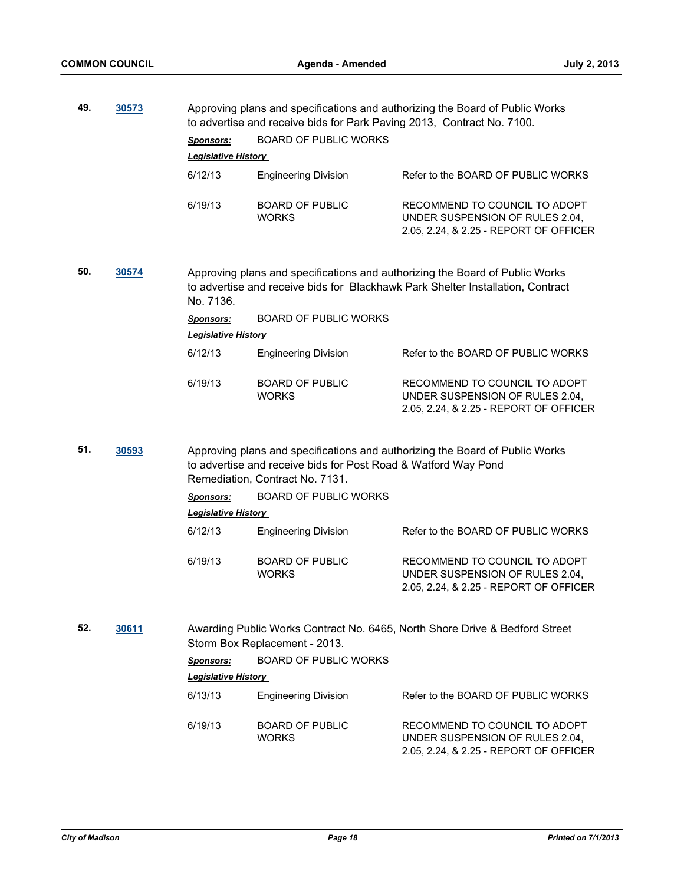**49.** **30573** Approving plans and specifications and authorizing the Board of Public Works to advertise and receive bids for Park Paving 2013, Contract No. 7100.

***Sponsors:*** BOARD OF PUBLIC WORKS

***Legislative History***

| | | |
|---|---|---|
| 6/12/13 | Engineering Division | Refer to the BOARD OF PUBLIC WORKS |
| 6/19/13 | BOARD OF PUBLIC WORKS | RECOMMEND TO COUNCIL TO ADOPT UNDER SUSPENSION OF RULES 2.04, 2.05, 2.24, & 2.25 - REPORT OF OFFICER |

**50.** **30574** Approving plans and specifications and authorizing the Board of Public Works to advertise and receive bids for Blackhawk Park Shelter Installation, Contract No. 7136.

***Sponsors:*** BOARD OF PUBLIC WORKS

***Legislative History***

| | | |
|---|---|---|
| 6/12/13 | Engineering Division | Refer to the BOARD OF PUBLIC WORKS |
| 6/19/13 | BOARD OF PUBLIC WORKS | RECOMMEND TO COUNCIL TO ADOPT UNDER SUSPENSION OF RULES 2.04, 2.05, 2.24, & 2.25 - REPORT OF OFFICER |

**51.** **30593** Approving plans and specifications and authorizing the Board of Public Works to advertise and receive bids for Post Road & Watford Way Pond Remediation, Contract No. 7131.

***Sponsors:*** BOARD OF PUBLIC WORKS

***Legislative History***

| | | |
|---|---|---|
| 6/12/13 | Engineering Division | Refer to the BOARD OF PUBLIC WORKS |
| 6/19/13 | BOARD OF PUBLIC WORKS | RECOMMEND TO COUNCIL TO ADOPT UNDER SUSPENSION OF RULES 2.04, 2.05, 2.24, & 2.25 - REPORT OF OFFICER |

**52.** **30611** Awarding Public Works Contract No. 6465, North Shore Drive & Bedford Street Storm Box Replacement - 2013.

***Sponsors:*** BOARD OF PUBLIC WORKS

***Legislative History***

| | | |
|---|---|---|
| 6/13/13 | Engineering Division | Refer to the BOARD OF PUBLIC WORKS |
| 6/19/13 | BOARD OF PUBLIC WORKS | RECOMMEND TO COUNCIL TO ADOPT UNDER SUSPENSION OF RULES 2.04, 2.05, 2.24, & 2.25 - REPORT OF OFFICER |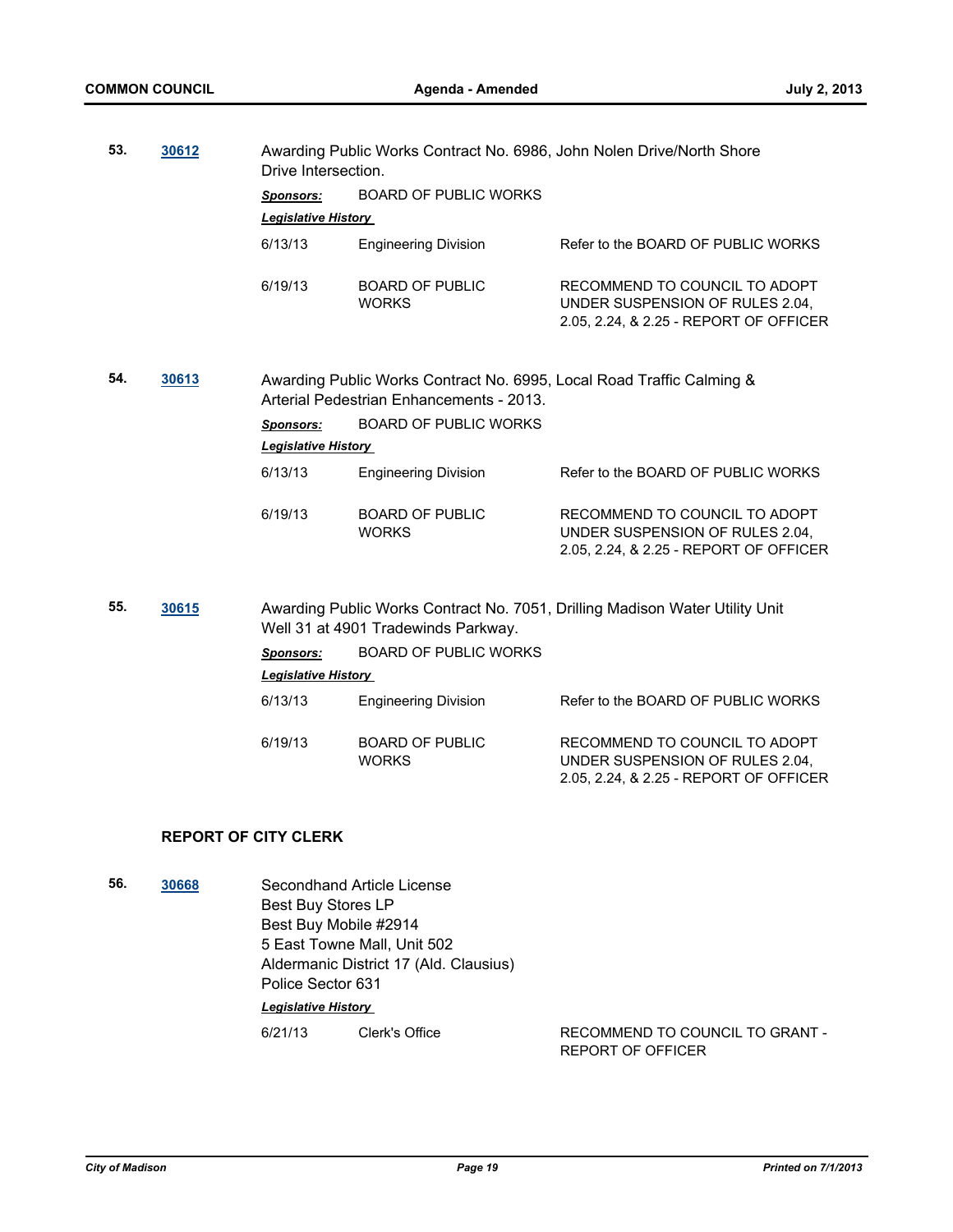**53.** **30612** Awarding Public Works Contract No. 6986, John Nolen Drive/North Shore Drive Intersection.

***Sponsors:*** BOARD OF PUBLIC WORKS

***Legislative History***

| | | |
|---|---|---|
| 6/13/13 | Engineering Division | Refer to the BOARD OF PUBLIC WORKS |
| 6/19/13 | BOARD OF PUBLIC WORKS | RECOMMEND TO COUNCIL TO ADOPT UNDER SUSPENSION OF RULES 2.04, 2.05, 2.24, & 2.25 - REPORT OF OFFICER |

**54.** **30613** Awarding Public Works Contract No. 6995, Local Road Traffic Calming & Arterial Pedestrian Enhancements - 2013.

***Sponsors:*** BOARD OF PUBLIC WORKS

***Legislative History***

| | | |
|---|---|---|
| 6/13/13 | Engineering Division | Refer to the BOARD OF PUBLIC WORKS |
| 6/19/13 | BOARD OF PUBLIC WORKS | RECOMMEND TO COUNCIL TO ADOPT UNDER SUSPENSION OF RULES 2.04, 2.05, 2.24, & 2.25 - REPORT OF OFFICER |

**55.** **30615** Awarding Public Works Contract No. 7051, Drilling Madison Water Utility Unit Well 31 at 4901 Tradewinds Parkway.

***Sponsors:*** BOARD OF PUBLIC WORKS

***Legislative History***

| | | |
|---|---|---|
| 6/13/13 | Engineering Division | Refer to the BOARD OF PUBLIC WORKS |
| 6/19/13 | BOARD OF PUBLIC WORKS | RECOMMEND TO COUNCIL TO ADOPT UNDER SUSPENSION OF RULES 2.04, 2.05, 2.24, & 2.25 - REPORT OF OFFICER |

## REPORT OF CITY CLERK

**56.** **30668** Secondhand Article License
Best Buy Stores LP
Best Buy Mobile #2914
5 East Towne Mall, Unit 502
Aldermanic District 17 (Ald. Clausius)
Police Sector 631

***Legislative History***

| | | |
|---|---|---|
| 6/21/13 | Clerk's Office | RECOMMEND TO COUNCIL TO GRANT - REPORT OF OFFICER |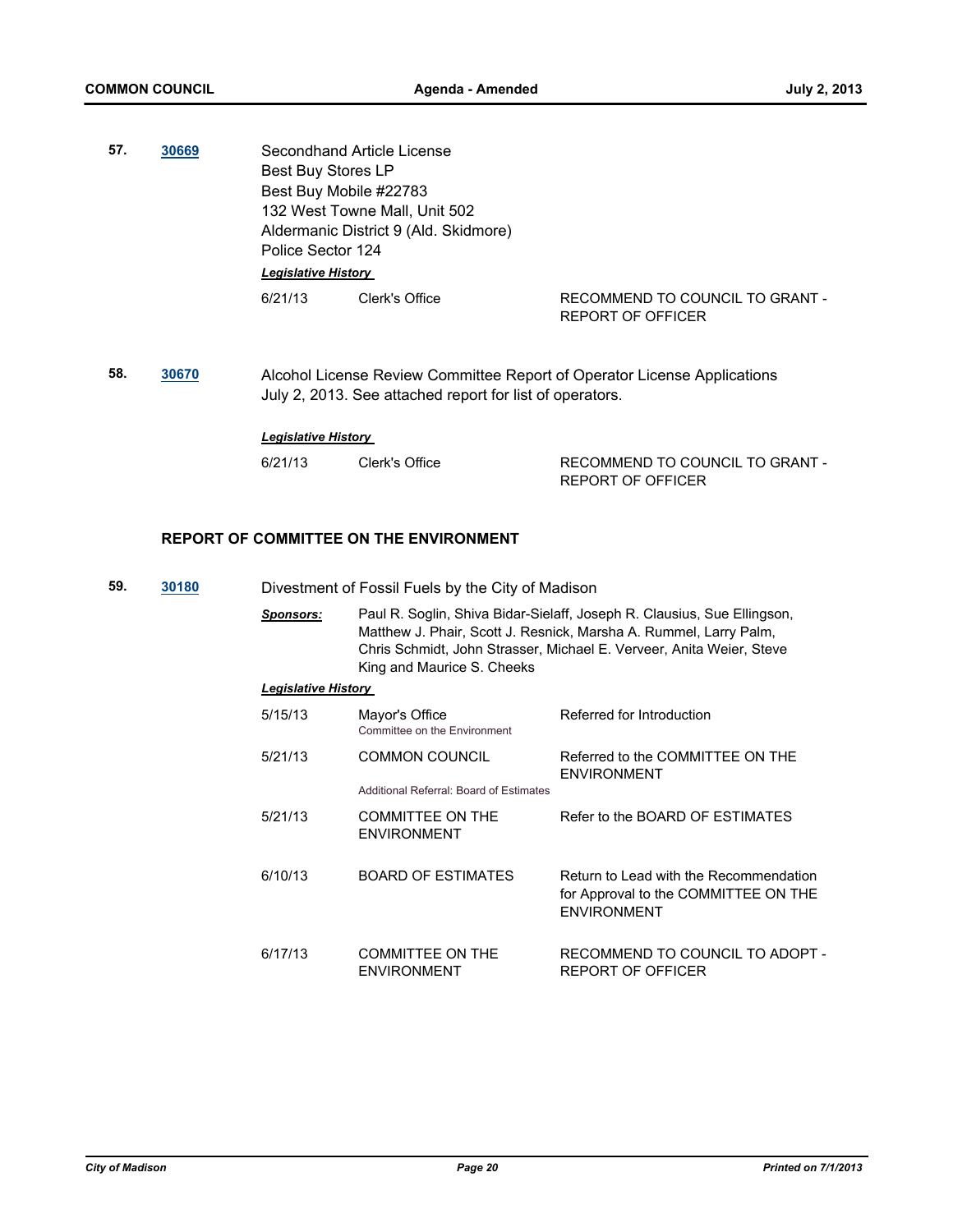**57.** **30669**

Secondhand Article License
Best Buy Stores LP
Best Buy Mobile #22783
132 West Towne Mall, Unit 502
Aldermanic District 9 (Ald. Skidmore)
Police Sector 124

***Legislative History***

| | | |
|---|---|---|
| 6/21/13 | Clerk's Office | RECOMMEND TO COUNCIL TO GRANT - REPORT OF OFFICER |

**58.** **30670**

Alcohol License Review Committee Report of Operator License Applications July 2, 2013. See attached report for list of operators.

***Legislative History***

| | | |
|---|---|---|
| 6/21/13 | Clerk's Office | RECOMMEND TO COUNCIL TO GRANT - REPORT OF OFFICER |

## REPORT OF COMMITTEE ON THE ENVIRONMENT

**59.** **30180**

Divestment of Fossil Fuels by the City of Madison

***Sponsors:*** Paul R. Soglin, Shiva Bidar-Sielaff, Joseph R. Clausius, Sue Ellingson, Matthew J. Phair, Scott J. Resnick, Marsha A. Rummel, Larry Palm, Chris Schmidt, John Strasser, Michael E. Verveer, Anita Weier, Steve King and Maurice S. Cheeks

***Legislative History***

| | | |
|---|---|---|
| 5/15/13 | Mayor's Office<br>Committee on the Environment | Referred for Introduction |
| 5/21/13 | COMMON COUNCIL<br>Additional Referral: Board of Estimates | Referred to the COMMITTEE ON THE ENVIRONMENT |
| 5/21/13 | COMMITTEE ON THE ENVIRONMENT | Refer to the BOARD OF ESTIMATES |
| 6/10/13 | BOARD OF ESTIMATES | Return to Lead with the Recommendation for Approval to the COMMITTEE ON THE ENVIRONMENT |
| 6/17/13 | COMMITTEE ON THE ENVIRONMENT | RECOMMEND TO COUNCIL TO ADOPT - REPORT OF OFFICER |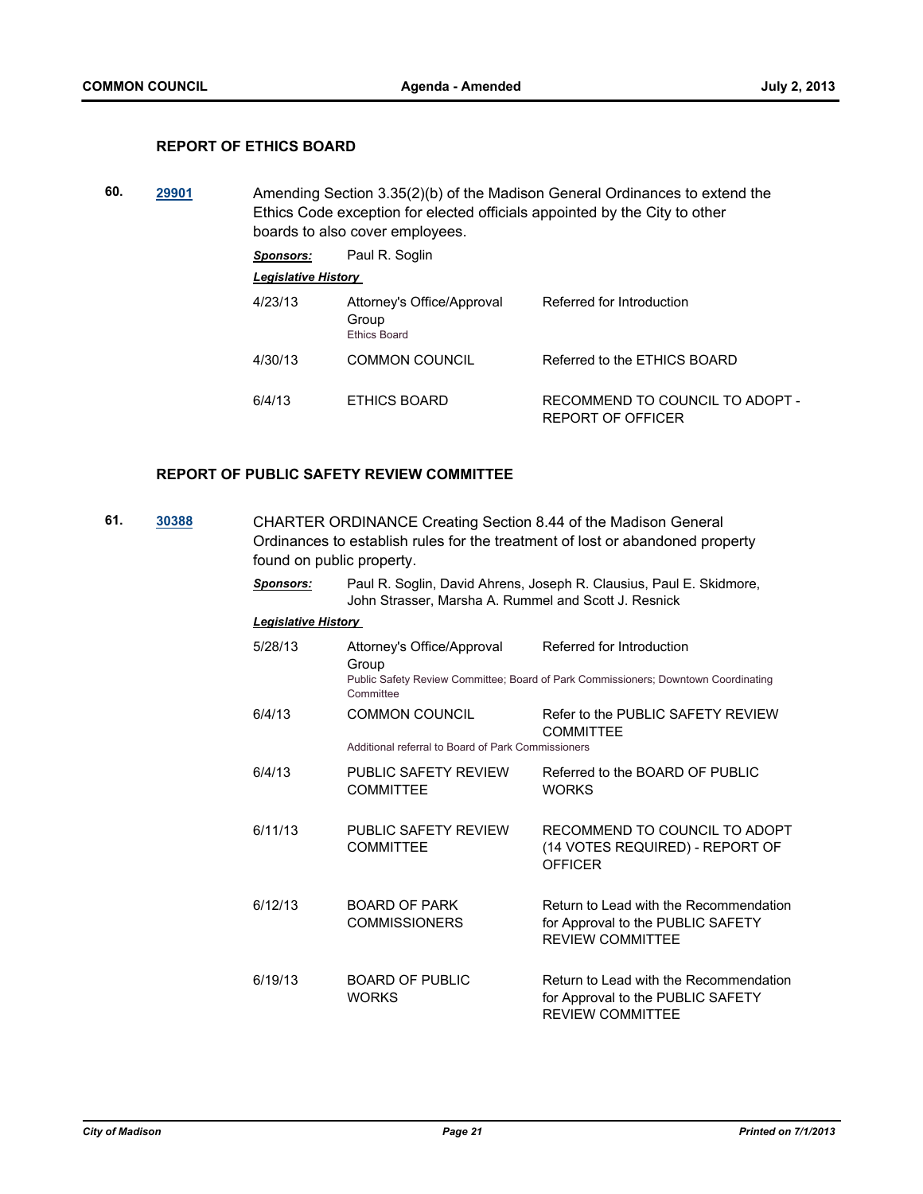### REPORT OF ETHICS BOARD

**60.** [29901](#) Amending Section 3.35(2)(b) of the Madison General Ordinances to extend the Ethics Code exception for elected officials appointed by the City to other boards to also cover employees.

***Sponsors:*** Paul R. Soglin

***Legislative History***

| | | |
|---|---|---|
| 4/23/13 | Attorney's Office/Approval Group<br>Ethics Board | Referred for Introduction |
| 4/30/13 | COMMON COUNCIL | Referred to the ETHICS BOARD |
| 6/4/13 | ETHICS BOARD | RECOMMEND TO COUNCIL TO ADOPT - REPORT OF OFFICER |

### REPORT OF PUBLIC SAFETY REVIEW COMMITTEE

**61.** [30388](#) CHARTER ORDINANCE Creating Section 8.44 of the Madison General Ordinances to establish rules for the treatment of lost or abandoned property found on public property.

***Sponsors:*** Paul R. Soglin, David Ahrens, Joseph R. Clausius, Paul E. Skidmore, John Strasser, Marsha A. Rummel and Scott J. Resnick

***Legislative History***

| | | |
|---|---|---|
| 5/28/13 | Attorney's Office/Approval Group<br>Public Safety Review Committee; Board of Park Commissioners; Downtown Coordinating Committee | Referred for Introduction |
| 6/4/13 | COMMON COUNCIL<br>Additional referral to Board of Park Commissioners | Refer to the PUBLIC SAFETY REVIEW COMMITTEE |
| 6/4/13 | PUBLIC SAFETY REVIEW COMMITTEE | Referred to the BOARD OF PUBLIC WORKS |
| 6/11/13 | PUBLIC SAFETY REVIEW COMMITTEE | RECOMMEND TO COUNCIL TO ADOPT (14 VOTES REQUIRED) - REPORT OF OFFICER |
| 6/12/13 | BOARD OF PARK COMMISSIONERS | Return to Lead with the Recommendation for Approval to the PUBLIC SAFETY REVIEW COMMITTEE |
| 6/19/13 | BOARD OF PUBLIC WORKS | Return to Lead with the Recommendation for Approval to the PUBLIC SAFETY REVIEW COMMITTEE |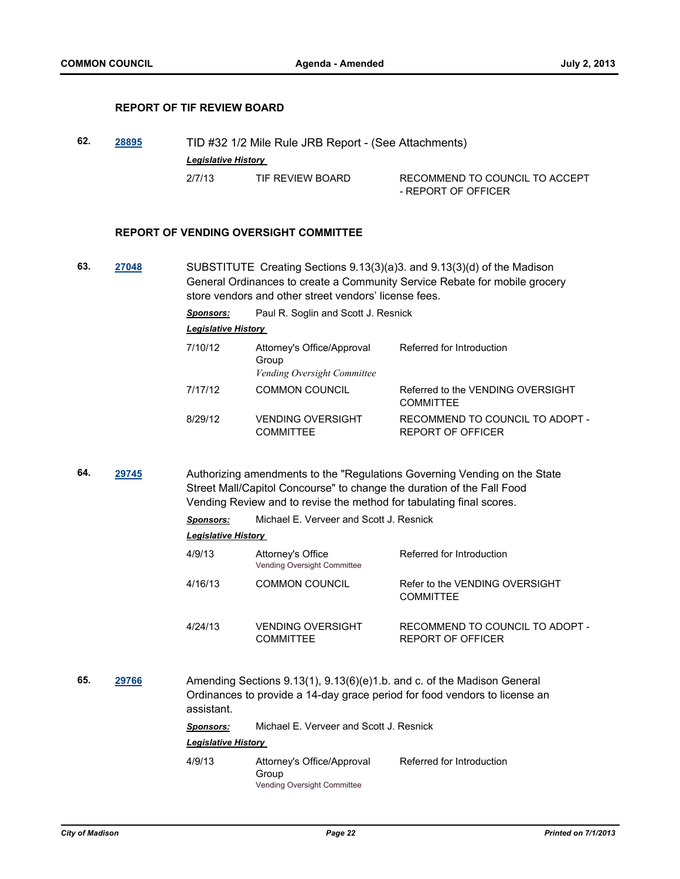### REPORT OF TIF REVIEW BOARD

**62.** **28895** TID #32 1/2 Mile Rule JRB Report - (See Attachments)

***Legislative History***

| | | |
|---|---|---|
| 2/7/13 | TIF REVIEW BOARD | RECOMMEND TO COUNCIL TO ACCEPT - REPORT OF OFFICER |

### REPORT OF VENDING OVERSIGHT COMMITTEE

**63.** **27048** SUBSTITUTE Creating Sections 9.13(3)(a)3. and 9.13(3)(d) of the Madison General Ordinances to create a Community Service Rebate for mobile grocery store vendors and other street vendors' license fees.

***Sponsors:*** Paul R. Soglin and Scott J. Resnick

***Legislative History***

| | | |
|---|---|---|
| 7/10/12 | Attorney's Office/Approval Group *Vending Oversight Committee* | Referred for Introduction |
| 7/17/12 | COMMON COUNCIL | Referred to the VENDING OVERSIGHT COMMITTEE |
| 8/29/12 | VENDING OVERSIGHT COMMITTEE | RECOMMEND TO COUNCIL TO ADOPT - REPORT OF OFFICER |

**64.** **29745** Authorizing amendments to the "Regulations Governing Vending on the State Street Mall/Capitol Concourse" to change the duration of the Fall Food Vending Review and to revise the method for tabulating final scores.

***Sponsors:*** Michael E. Verveer and Scott J. Resnick

***Legislative History***

| | | |
|---|---|---|
| 4/9/13 | Attorney's Office Vending Oversight Committee | Referred for Introduction |
| 4/16/13 | COMMON COUNCIL | Refer to the VENDING OVERSIGHT COMMITTEE |
| 4/24/13 | VENDING OVERSIGHT COMMITTEE | RECOMMEND TO COUNCIL TO ADOPT - REPORT OF OFFICER |

**65.** **29766** Amending Sections 9.13(1), 9.13(6)(e)1.b. and c. of the Madison General Ordinances to provide a 14-day grace period for food vendors to license an assistant.

***Sponsors:*** Michael E. Verveer and Scott J. Resnick

***Legislative History***

| | | |
|---|---|---|
| 4/9/13 | Attorney's Office/Approval Group Vending Oversight Committee | Referred for Introduction |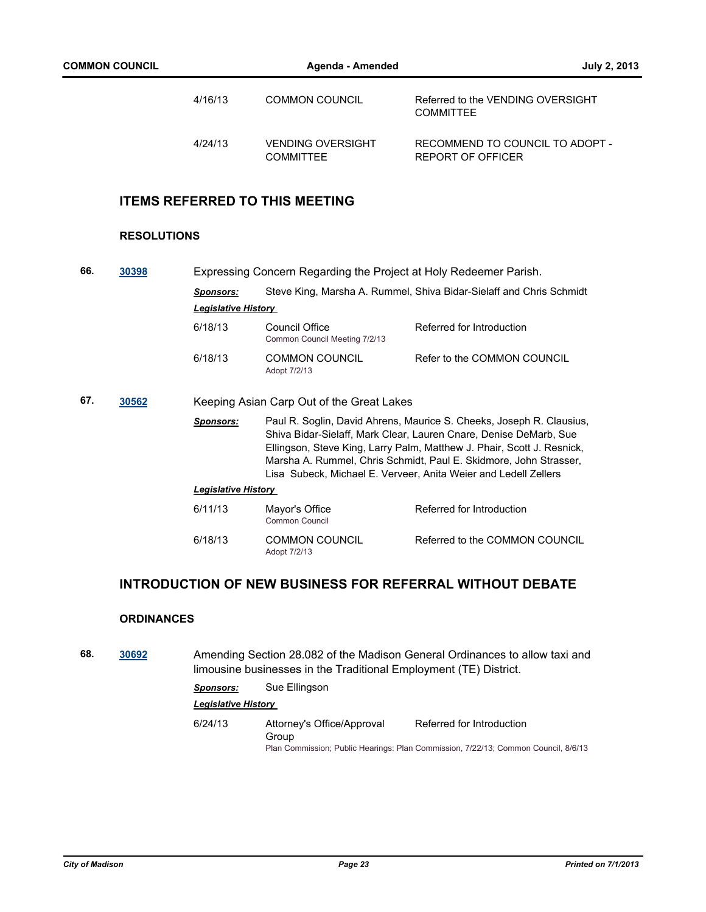| | | |
|---|---|---|
| 4/16/13 | COMMON COUNCIL | Referred to the VENDING OVERSIGHT COMMITTEE |
| 4/24/13 | VENDING OVERSIGHT COMMITTEE | RECOMMEND TO COUNCIL TO ADOPT - REPORT OF OFFICER |

## ITEMS REFERRED TO THIS MEETING

### RESOLUTIONS

**66.** **[30398]** Expressing Concern Regarding the Project at Holy Redeemer Parish.

***Sponsors:*** Steve King, Marsha A. Rummel, Shiva Bidar-Sielaff and Chris Schmidt

***Legislative History***

| | | |
|---|---|---|
| 6/18/13 | Council Office<br>Common Council Meeting 7/2/13 | Referred for Introduction |
| 6/18/13 | COMMON COUNCIL<br>Adopt 7/2/13 | Refer to the COMMON COUNCIL |

**67.** **[30562]** Keeping Asian Carp Out of the Great Lakes

***Sponsors:*** Paul R. Soglin, David Ahrens, Maurice S. Cheeks, Joseph R. Clausius, Shiva Bidar-Sielaff, Mark Clear, Lauren Cnare, Denise DeMarb, Sue Ellingson, Steve King, Larry Palm, Matthew J. Phair, Scott J. Resnick, Marsha A. Rummel, Chris Schmidt, Paul E. Skidmore, John Strasser, Lisa Subeck, Michael E. Verveer, Anita Weier and Ledell Zellers

***Legislative History***

| | | |
|---|---|---|
| 6/11/13 | Mayor's Office<br>Common Council | Referred for Introduction |
| 6/18/13 | COMMON COUNCIL<br>Adopt 7/2/13 | Referred to the COMMON COUNCIL |

## INTRODUCTION OF NEW BUSINESS FOR REFERRAL WITHOUT DEBATE

### ORDINANCES

**68.** **[30692]** Amending Section 28.082 of the Madison General Ordinances to allow taxi and limousine businesses in the Traditional Employment (TE) District.

***Sponsors:*** Sue Ellingson

***Legislative History***

| | | |
|---|---|---|
| 6/24/13 | Attorney's Office/Approval Group | Referred for Introduction |

Plan Commission; Public Hearings: Plan Commission, 7/22/13; Common Council, 8/6/13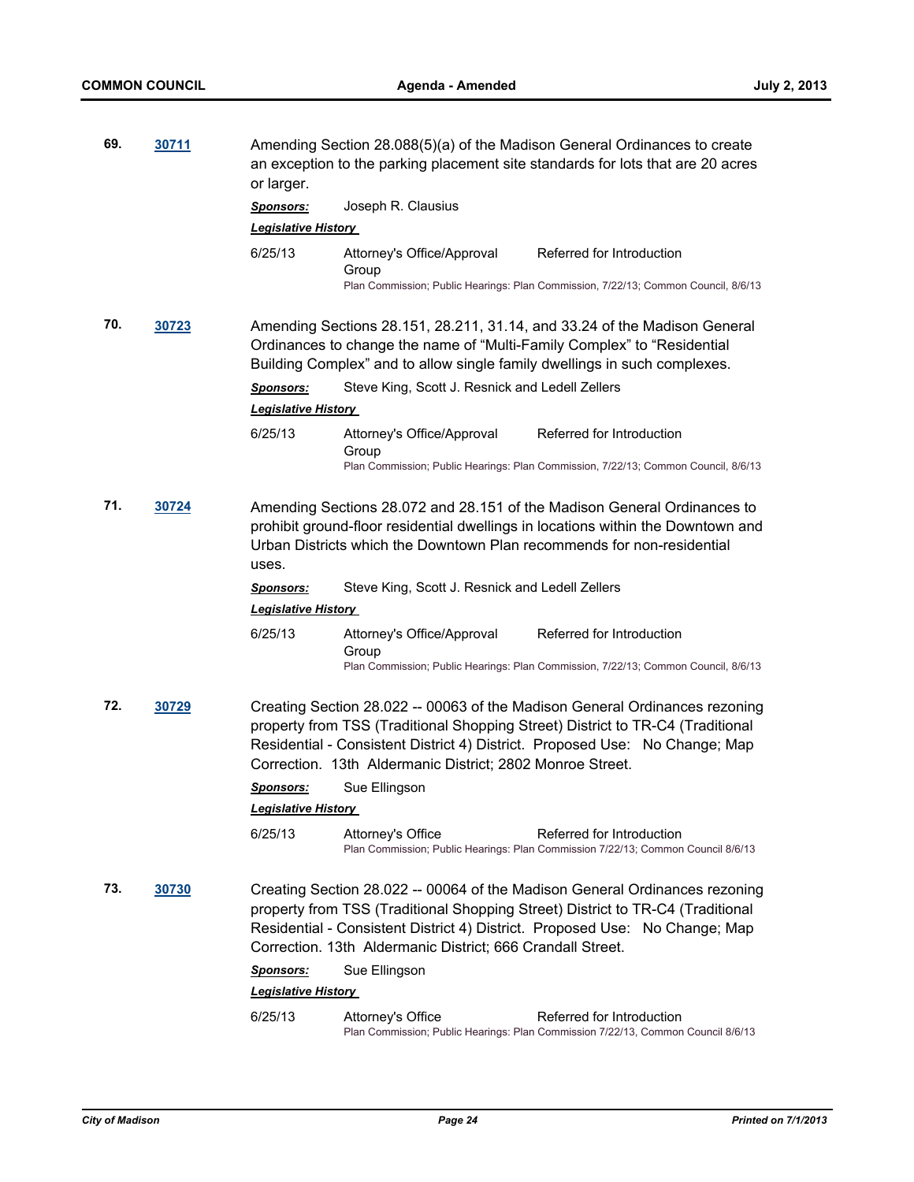**69.** **30711** Amending Section 28.088(5)(a) of the Madison General Ordinances to create an exception to the parking placement site standards for lots that are 20 acres or larger.

***Sponsors:*** Joseph R. Clausius

***Legislative History***

| 6/25/13 | Attorney's Office/Approval Group | Referred for Introduction |
|---|---|---|

Plan Commission; Public Hearings: Plan Commission, 7/22/13; Common Council, 8/6/13

**70.** **30723** Amending Sections 28.151, 28.211, 31.14, and 33.24 of the Madison General Ordinances to change the name of "Multi-Family Complex" to "Residential Building Complex" and to allow single family dwellings in such complexes.

***Sponsors:*** Steve King, Scott J. Resnick and Ledell Zellers

***Legislative History***

| 6/25/13 | Attorney's Office/Approval Group | Referred for Introduction |
|---|---|---|

Plan Commission; Public Hearings: Plan Commission, 7/22/13; Common Council, 8/6/13

**71.** **30724** Amending Sections 28.072 and 28.151 of the Madison General Ordinances to prohibit ground-floor residential dwellings in locations within the Downtown and Urban Districts which the Downtown Plan recommends for non-residential uses.

***Sponsors:*** Steve King, Scott J. Resnick and Ledell Zellers

***Legislative History***

| 6/25/13 | Attorney's Office/Approval Group | Referred for Introduction |
|---|---|---|

Plan Commission; Public Hearings: Plan Commission, 7/22/13; Common Council, 8/6/13

**72.** **30729** Creating Section 28.022 -- 00063 of the Madison General Ordinances rezoning property from TSS (Traditional Shopping Street) District to TR-C4 (Traditional Residential - Consistent District 4) District. Proposed Use: No Change; Map Correction. 13th Aldermanic District; 2802 Monroe Street.

***Sponsors:*** Sue Ellingson

***Legislative History***

| 6/25/13 | Attorney's Office | Referred for Introduction |
|---|---|---|

Plan Commission; Public Hearings: Plan Commission 7/22/13; Common Council 8/6/13

**73.** **30730** Creating Section 28.022 -- 00064 of the Madison General Ordinances rezoning property from TSS (Traditional Shopping Street) District to TR-C4 (Traditional Residential - Consistent District 4) District. Proposed Use: No Change; Map Correction. 13th Aldermanic District; 666 Crandall Street.

***Sponsors:*** Sue Ellingson

***Legislative History***

| 6/25/13 | Attorney's Office | Referred for Introduction |
|---|---|---|

Plan Commission; Public Hearings: Plan Commission 7/22/13, Common Council 8/6/13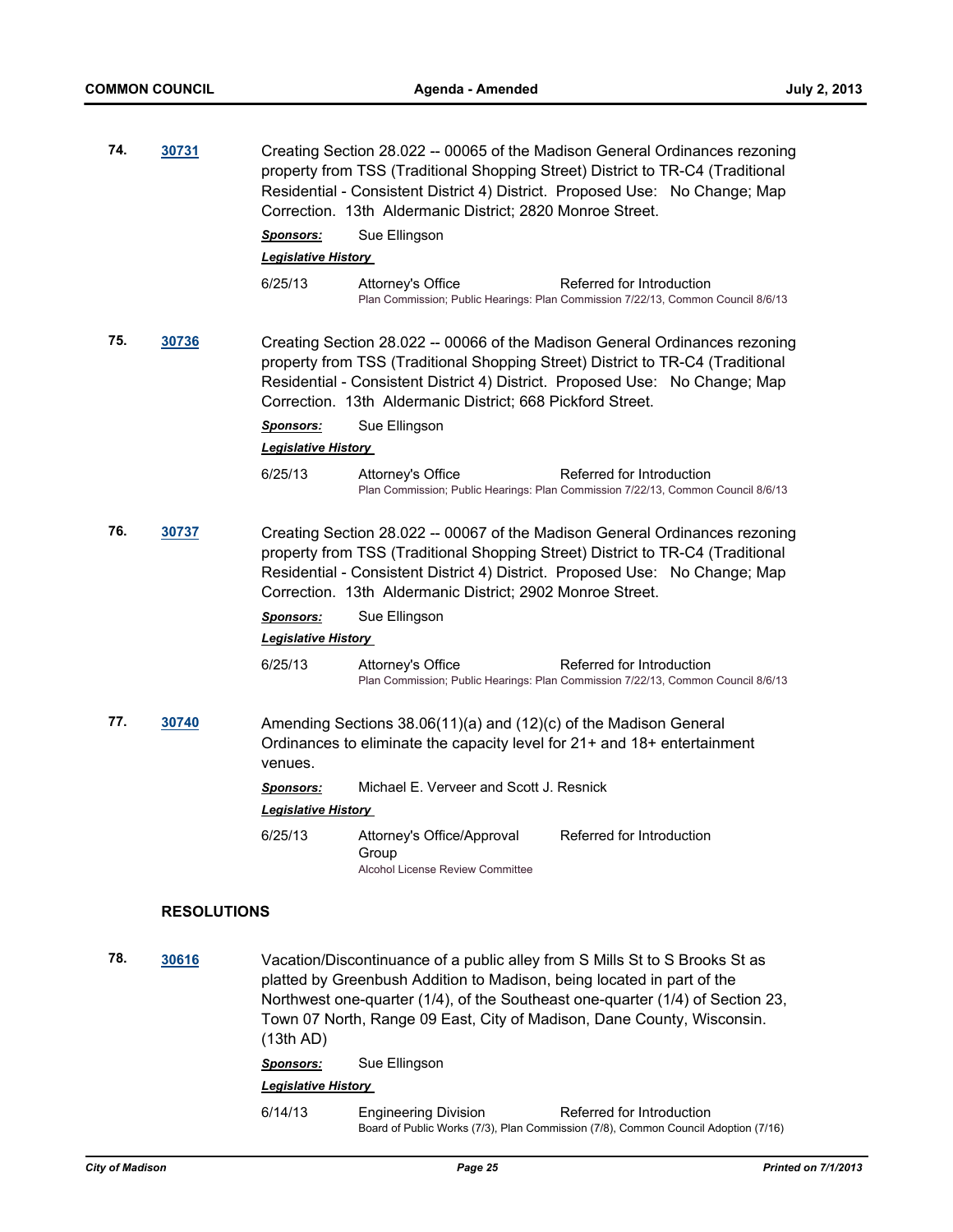**74.** **30731**

Creating Section 28.022 -- 00065 of the Madison General Ordinances rezoning property from TSS (Traditional Shopping Street) District to TR-C4 (Traditional Residential - Consistent District 4) District. Proposed Use: No Change; Map Correction. 13th Aldermanic District; 2820 Monroe Street.

***Sponsors:*** Sue Ellingson

***Legislative History***

| | | |
|---|---|---|
| 6/25/13 | Attorney's Office | Referred for Introduction |
| | Plan Commission; Public Hearings: Plan Commission 7/22/13, Common Council 8/6/13 | |

**75.** **30736**

Creating Section 28.022 -- 00066 of the Madison General Ordinances rezoning property from TSS (Traditional Shopping Street) District to TR-C4 (Traditional Residential - Consistent District 4) District. Proposed Use: No Change; Map Correction. 13th Aldermanic District; 668 Pickford Street.

***Sponsors:*** Sue Ellingson

***Legislative History***

| | | |
|---|---|---|
| 6/25/13 | Attorney's Office | Referred for Introduction |
| | Plan Commission; Public Hearings: Plan Commission 7/22/13, Common Council 8/6/13 | |

**76.** **30737**

Creating Section 28.022 -- 00067 of the Madison General Ordinances rezoning property from TSS (Traditional Shopping Street) District to TR-C4 (Traditional Residential - Consistent District 4) District. Proposed Use: No Change; Map Correction. 13th Aldermanic District; 2902 Monroe Street.

***Sponsors:*** Sue Ellingson

***Legislative History***

| | | |
|---|---|---|
| 6/25/13 | Attorney's Office | Referred for Introduction |
| | Plan Commission; Public Hearings: Plan Commission 7/22/13, Common Council 8/6/13 | |

**77.** **30740**

Amending Sections 38.06(11)(a) and (12)(c) of the Madison General Ordinances to eliminate the capacity level for 21+ and 18+ entertainment venues.

***Sponsors:*** Michael E. Verveer and Scott J. Resnick

***Legislative History***

| | | |
|---|---|---|
| 6/25/13 | Attorney's Office/Approval Group | Referred for Introduction |
| | Alcohol License Review Committee | |

## RESOLUTIONS

**78.** **30616**

Vacation/Discontinuance of a public alley from S Mills St to S Brooks St as platted by Greenbush Addition to Madison, being located in part of the Northwest one-quarter (1/4), of the Southeast one-quarter (1/4) of Section 23, Town 07 North, Range 09 East, City of Madison, Dane County, Wisconsin. (13th AD)

***Sponsors:*** Sue Ellingson

***Legislative History***

| | | |
|---|---|---|
| 6/14/13 | Engineering Division | Referred for Introduction |
| | Board of Public Works (7/3), Plan Commission (7/8), Common Council Adoption (7/16) | |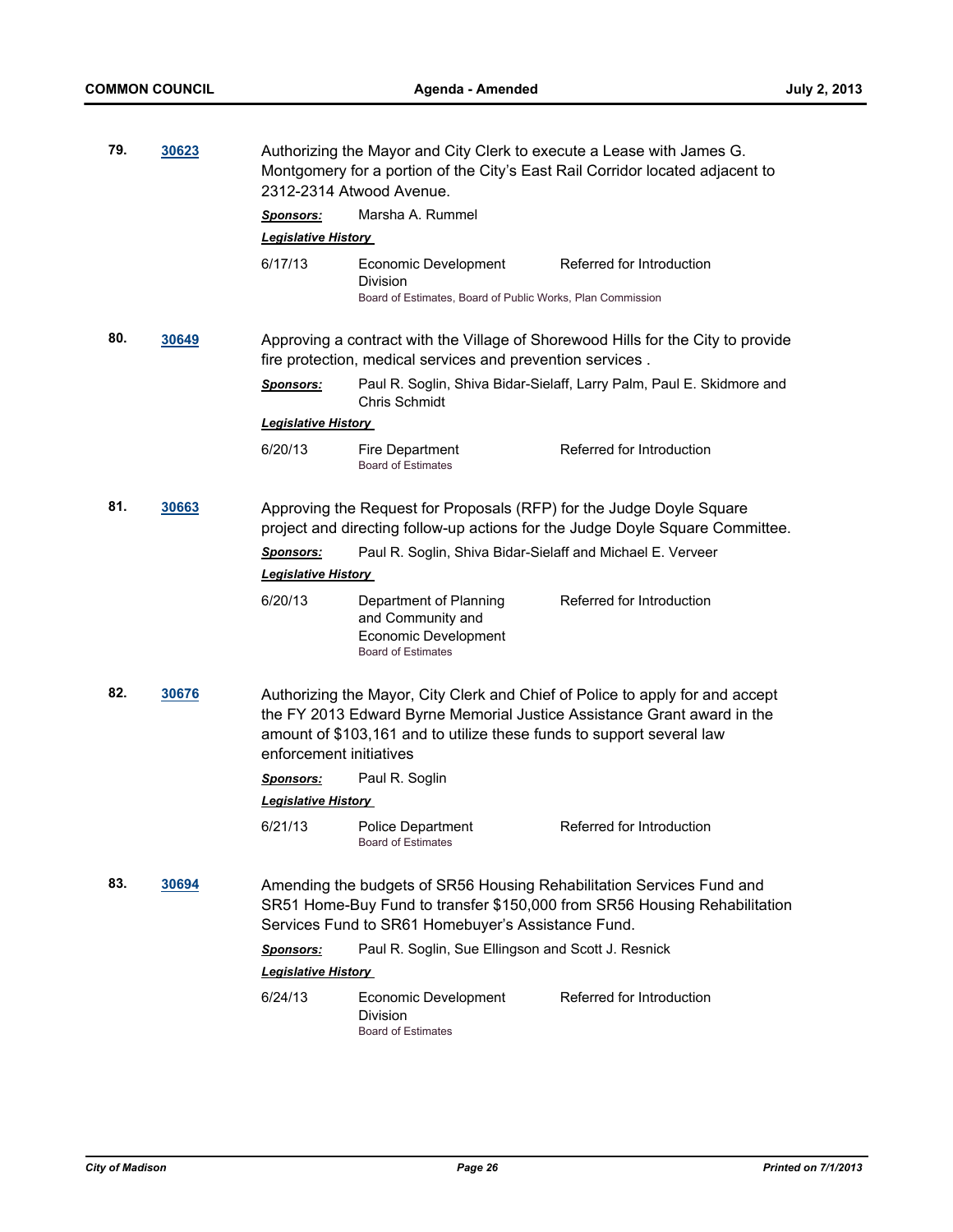**79.** **30623**

Authorizing the Mayor and City Clerk to execute a Lease with James G. Montgomery for a portion of the City's East Rail Corridor located adjacent to 2312-2314 Atwood Avenue.

***Sponsors:*** Marsha A. Rummel

***Legislative History***

| | | |
|---|---|---|
| 6/17/13 | Economic Development Division<br>Board of Estimates, Board of Public Works, Plan Commission | Referred for Introduction |

**80.** **30649**

Approving a contract with the Village of Shorewood Hills for the City to provide fire protection, medical services and prevention services .

***Sponsors:*** Paul R. Soglin, Shiva Bidar-Sielaff, Larry Palm, Paul E. Skidmore and Chris Schmidt

***Legislative History***

| | | |
|---|---|---|
| 6/20/13 | Fire Department<br>Board of Estimates | Referred for Introduction |

**81.** **30663**

Approving the Request for Proposals (RFP) for the Judge Doyle Square project and directing follow-up actions for the Judge Doyle Square Committee.

***Sponsors:*** Paul R. Soglin, Shiva Bidar-Sielaff and Michael E. Verveer

***Legislative History***

| | | |
|---|---|---|
| 6/20/13 | Department of Planning and Community and Economic Development<br>Board of Estimates | Referred for Introduction |

**82.** **30676**

Authorizing the Mayor, City Clerk and Chief of Police to apply for and accept the FY 2013 Edward Byrne Memorial Justice Assistance Grant award in the amount of $103,161 and to utilize these funds to support several law enforcement initiatives

***Sponsors:*** Paul R. Soglin

***Legislative History***

| | | |
|---|---|---|
| 6/21/13 | Police Department<br>Board of Estimates | Referred for Introduction |

**83.** **30694**

Amending the budgets of SR56 Housing Rehabilitation Services Fund and SR51 Home-Buy Fund to transfer $150,000 from SR56 Housing Rehabilitation Services Fund to SR61 Homebuyer's Assistance Fund.

***Sponsors:*** Paul R. Soglin, Sue Ellingson and Scott J. Resnick

***Legislative History***

| | | |
|---|---|---|
| 6/24/13 | Economic Development Division<br>Board of Estimates | Referred for Introduction |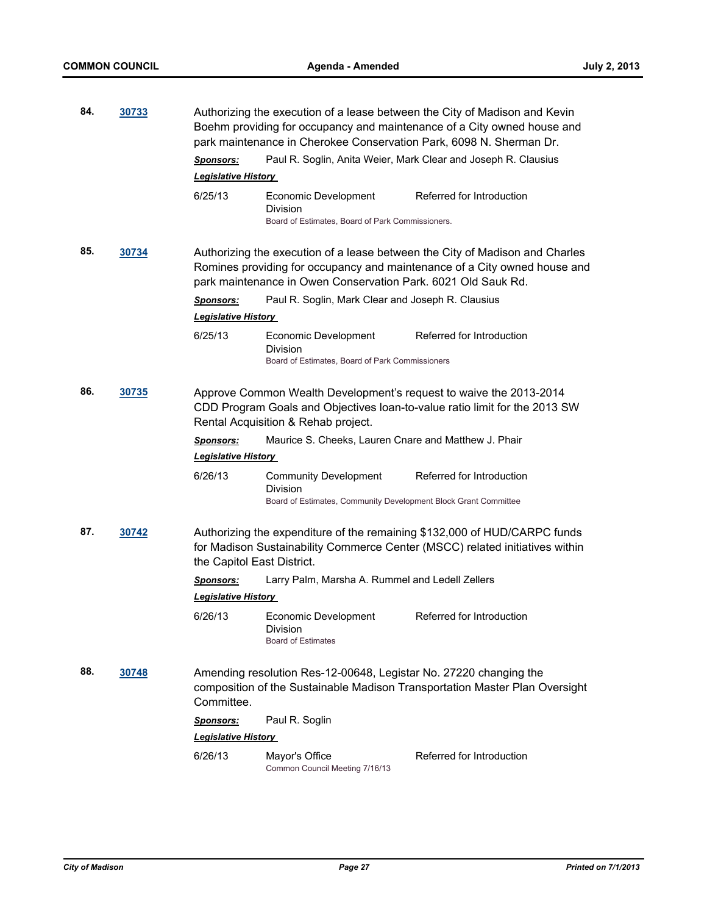**84.** **30733** Authorizing the execution of a lease between the City of Madison and Kevin Boehm providing for occupancy and maintenance of a City owned house and park maintenance in Cherokee Conservation Park, 6098 N. Sherman Dr.

***Sponsors:*** Paul R. Soglin, Anita Weier, Mark Clear and Joseph R. Clausius

***Legislative History***

| | | |
|---|---|---|
| 6/25/13 | Economic Development Division<br>Board of Estimates, Board of Park Commissioners. | Referred for Introduction |

**85.** **30734** Authorizing the execution of a lease between the City of Madison and Charles Romines providing for occupancy and maintenance of a City owned house and park maintenance in Owen Conservation Park. 6021 Old Sauk Rd.

***Sponsors:*** Paul R. Soglin, Mark Clear and Joseph R. Clausius

***Legislative History***

| | | |
|---|---|---|
| 6/25/13 | Economic Development Division<br>Board of Estimates, Board of Park Commissioners | Referred for Introduction |

**86.** **30735** Approve Common Wealth Development's request to waive the 2013-2014 CDD Program Goals and Objectives loan-to-value ratio limit for the 2013 SW Rental Acquisition & Rehab project.

***Sponsors:*** Maurice S. Cheeks, Lauren Cnare and Matthew J. Phair

***Legislative History***

| | | |
|---|---|---|
| 6/26/13 | Community Development Division<br>Board of Estimates, Community Development Block Grant Committee | Referred for Introduction |

**87.** **30742** Authorizing the expenditure of the remaining $132,000 of HUD/CARPC funds for Madison Sustainability Commerce Center (MSCC) related initiatives within the Capitol East District.

***Sponsors:*** Larry Palm, Marsha A. Rummel and Ledell Zellers

***Legislative History***

| | | |
|---|---|---|
| 6/26/13 | Economic Development Division<br>Board of Estimates | Referred for Introduction |

**88.** **30748** Amending resolution Res-12-00648, Legistar No. 27220 changing the composition of the Sustainable Madison Transportation Master Plan Oversight Committee.

***Sponsors:*** Paul R. Soglin

***Legislative History***

| | | |
|---|---|---|
| 6/26/13 | Mayor's Office<br>Common Council Meeting 7/16/13 | Referred for Introduction |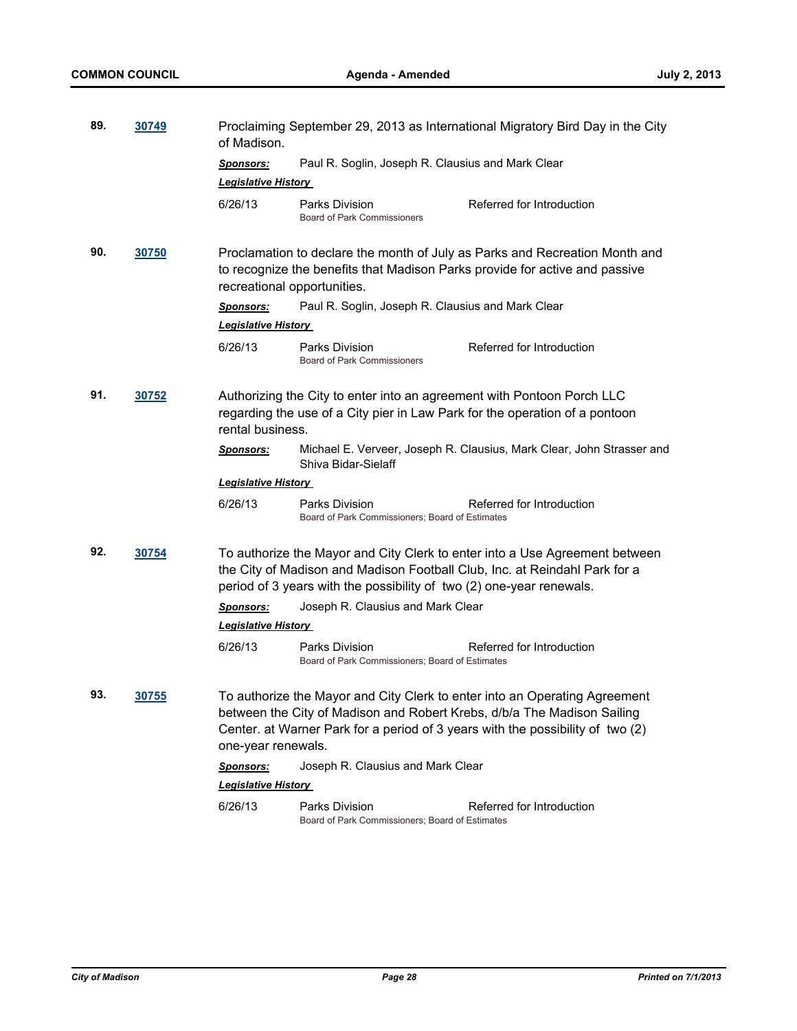**89.** **30749** Proclaiming September 29, 2013 as International Migratory Bird Day in the City of Madison.

***Sponsors:*** Paul R. Soglin, Joseph R. Clausius and Mark Clear

***Legislative History***

6/26/13 Parks Division — Referred for Introduction
Board of Park Commissioners

**90.** **30750** Proclamation to declare the month of July as Parks and Recreation Month and to recognize the benefits that Madison Parks provide for active and passive recreational opportunities.

***Sponsors:*** Paul R. Soglin, Joseph R. Clausius and Mark Clear

***Legislative History***

6/26/13 Parks Division — Referred for Introduction
Board of Park Commissioners

**91.** **30752** Authorizing the City to enter into an agreement with Pontoon Porch LLC regarding the use of a City pier in Law Park for the operation of a pontoon rental business.

***Sponsors:*** Michael E. Verveer, Joseph R. Clausius, Mark Clear, John Strasser and Shiva Bidar-Sielaff

***Legislative History***

6/26/13 Parks Division — Referred for Introduction
Board of Park Commissioners; Board of Estimates

**92.** **30754** To authorize the Mayor and City Clerk to enter into a Use Agreement between the City of Madison and Madison Football Club, Inc. at Reindahl Park for a period of 3 years with the possibility of two (2) one-year renewals.

***Sponsors:*** Joseph R. Clausius and Mark Clear

***Legislative History***

6/26/13 Parks Division — Referred for Introduction
Board of Park Commissioners; Board of Estimates

**93.** **30755** To authorize the Mayor and City Clerk to enter into an Operating Agreement between the City of Madison and Robert Krebs, d/b/a The Madison Sailing Center. at Warner Park for a period of 3 years with the possibility of two (2) one-year renewals.

***Sponsors:*** Joseph R. Clausius and Mark Clear

***Legislative History***

6/26/13 Parks Division — Referred for Introduction
Board of Park Commissioners; Board of Estimates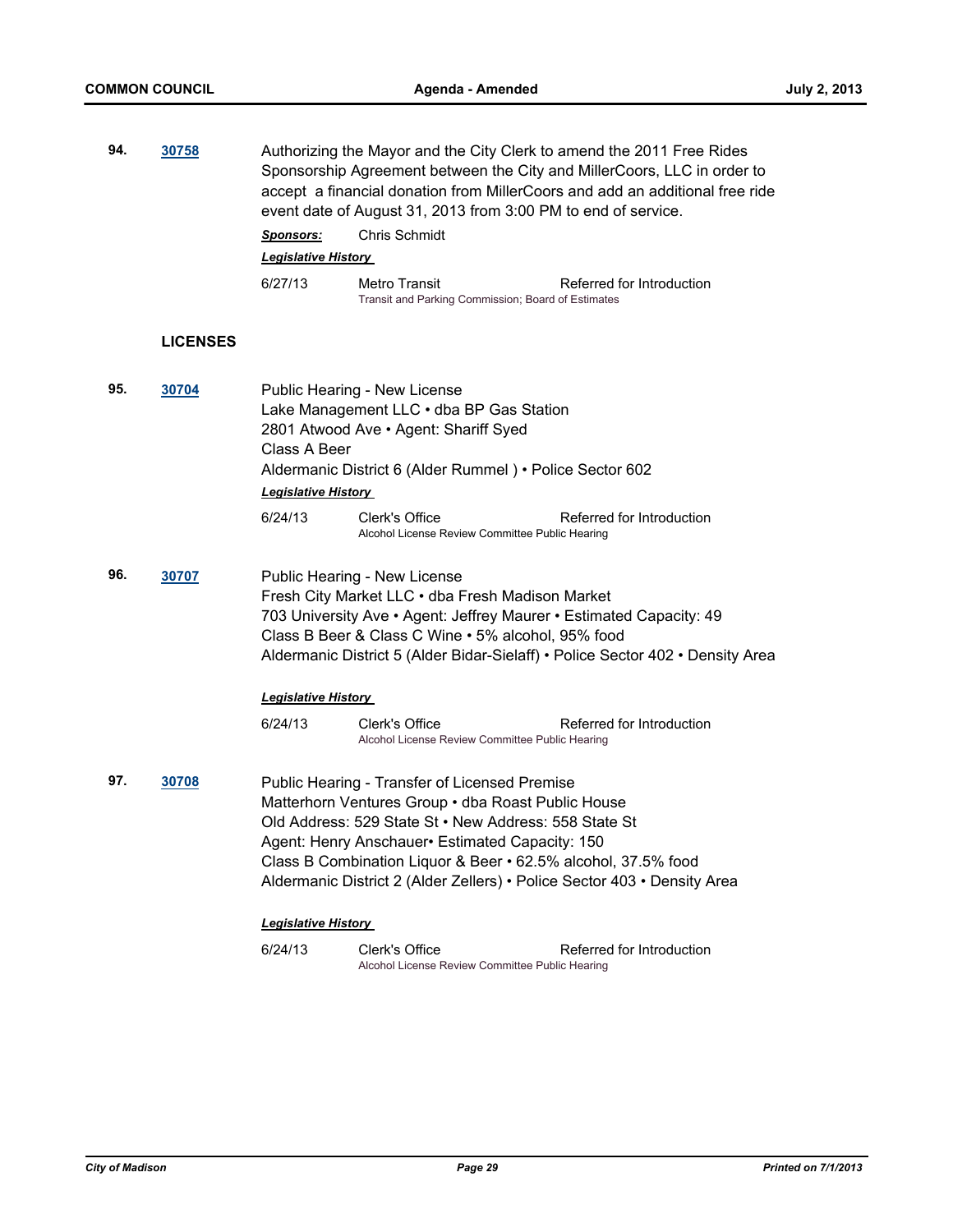**94.** **30758**

Authorizing the Mayor and the City Clerk to amend the 2011 Free Rides Sponsorship Agreement between the City and MillerCoors, LLC in order to accept a financial donation from MillerCoors and add an additional free ride event date of August 31, 2013 from 3:00 PM to end of service.

***Sponsors:*** Chris Schmidt

***Legislative History***

| | | |
|---|---|---|
| 6/27/13 | Metro Transit<br>Transit and Parking Commission; Board of Estimates | Referred for Introduction |

## LICENSES

**95.** **30704**

Public Hearing - New License
Lake Management LLC • dba BP Gas Station
2801 Atwood Ave • Agent: Shariff Syed
Class A Beer
Aldermanic District 6 (Alder Rummel ) • Police Sector 602

***Legislative History***

| | | |
|---|---|---|
| 6/24/13 | Clerk's Office<br>Alcohol License Review Committee Public Hearing | Referred for Introduction |

**96.** **30707**

Public Hearing - New License
Fresh City Market LLC • dba Fresh Madison Market
703 University Ave • Agent: Jeffrey Maurer • Estimated Capacity: 49
Class B Beer & Class C Wine • 5% alcohol, 95% food
Aldermanic District 5 (Alder Bidar-Sielaff) • Police Sector 402 • Density Area

***Legislative History***

| | | |
|---|---|---|
| 6/24/13 | Clerk's Office<br>Alcohol License Review Committee Public Hearing | Referred for Introduction |

**97.** **30708**

Public Hearing - Transfer of Licensed Premise
Matterhorn Ventures Group • dba Roast Public House
Old Address: 529 State St • New Address: 558 State St
Agent: Henry Anschauer• Estimated Capacity: 150
Class B Combination Liquor & Beer • 62.5% alcohol, 37.5% food
Aldermanic District 2 (Alder Zellers) • Police Sector 403 • Density Area

***Legislative History***

| | | |
|---|---|---|
| 6/24/13 | Clerk's Office<br>Alcohol License Review Committee Public Hearing | Referred for Introduction |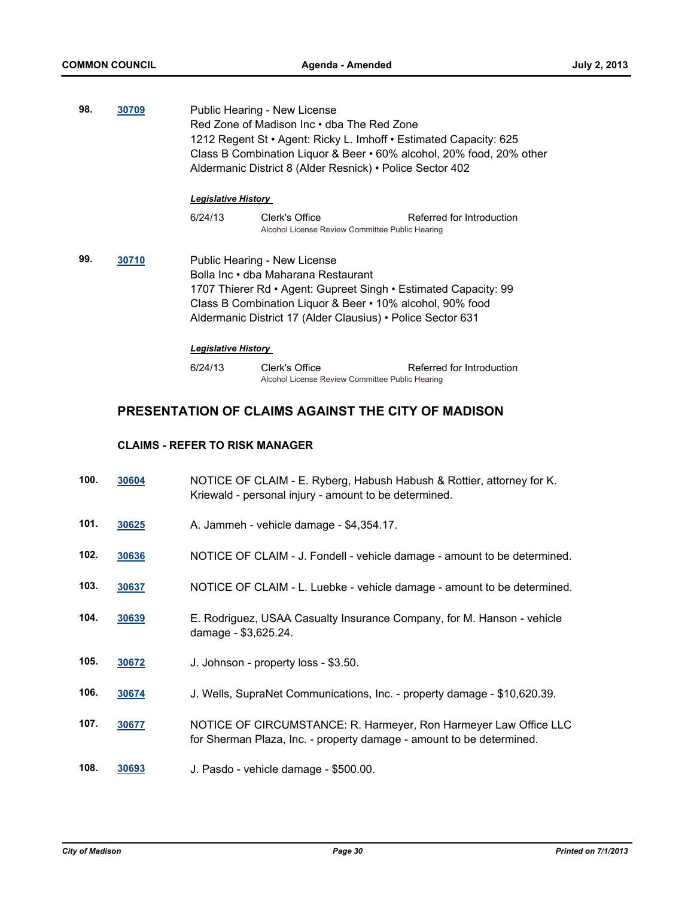**98.** **30709** Public Hearing - New License
Red Zone of Madison Inc • dba The Red Zone
1212 Regent St • Agent: Ricky L. Imhoff • Estimated Capacity: 625
Class B Combination Liquor & Beer • 60% alcohol, 20% food, 20% other
Aldermanic District 8 (Alder Resnick) • Police Sector 402

***Legislative History***

| | | |
|---|---|---|
| 6/24/13 | Clerk's Office<br>Alcohol License Review Committee Public Hearing | Referred for Introduction |

**99.** **30710** Public Hearing - New License
Bolla Inc • dba Maharana Restaurant
1707 Thierer Rd • Agent: Gupreet Singh • Estimated Capacity: 99
Class B Combination Liquor & Beer • 10% alcohol, 90% food
Aldermanic District 17 (Alder Clausius) • Police Sector 631

***Legislative History***

| | | |
|---|---|---|
| 6/24/13 | Clerk's Office<br>Alcohol License Review Committee Public Hearing | Referred for Introduction |

## PRESENTATION OF CLAIMS AGAINST THE CITY OF MADISON

### CLAIMS - REFER TO RISK MANAGER

**100.** **30604** NOTICE OF CLAIM - E. Ryberg, Habush Habush & Rottier, attorney for K. Kriewald - personal injury - amount to be determined.

**101.** **30625** A. Jammeh - vehicle damage - $4,354.17.

**102.** **30636** NOTICE OF CLAIM - J. Fondell - vehicle damage - amount to be determined.

**103.** **30637** NOTICE OF CLAIM - L. Luebke - vehicle damage - amount to be determined.

**104.** **30639** E. Rodriguez, USAA Casualty Insurance Company, for M. Hanson - vehicle damage - $3,625.24.

**105.** **30672** J. Johnson - property loss - $3.50.

**106.** **30674** J. Wells, SupraNet Communications, Inc. - property damage - $10,620.39.

**107.** **30677** NOTICE OF CIRCUMSTANCE: R. Harmeyer, Ron Harmeyer Law Office LLC for Sherman Plaza, Inc. - property damage - amount to be determined.

**108.** **30693** J. Pasdo - vehicle damage - $500.00.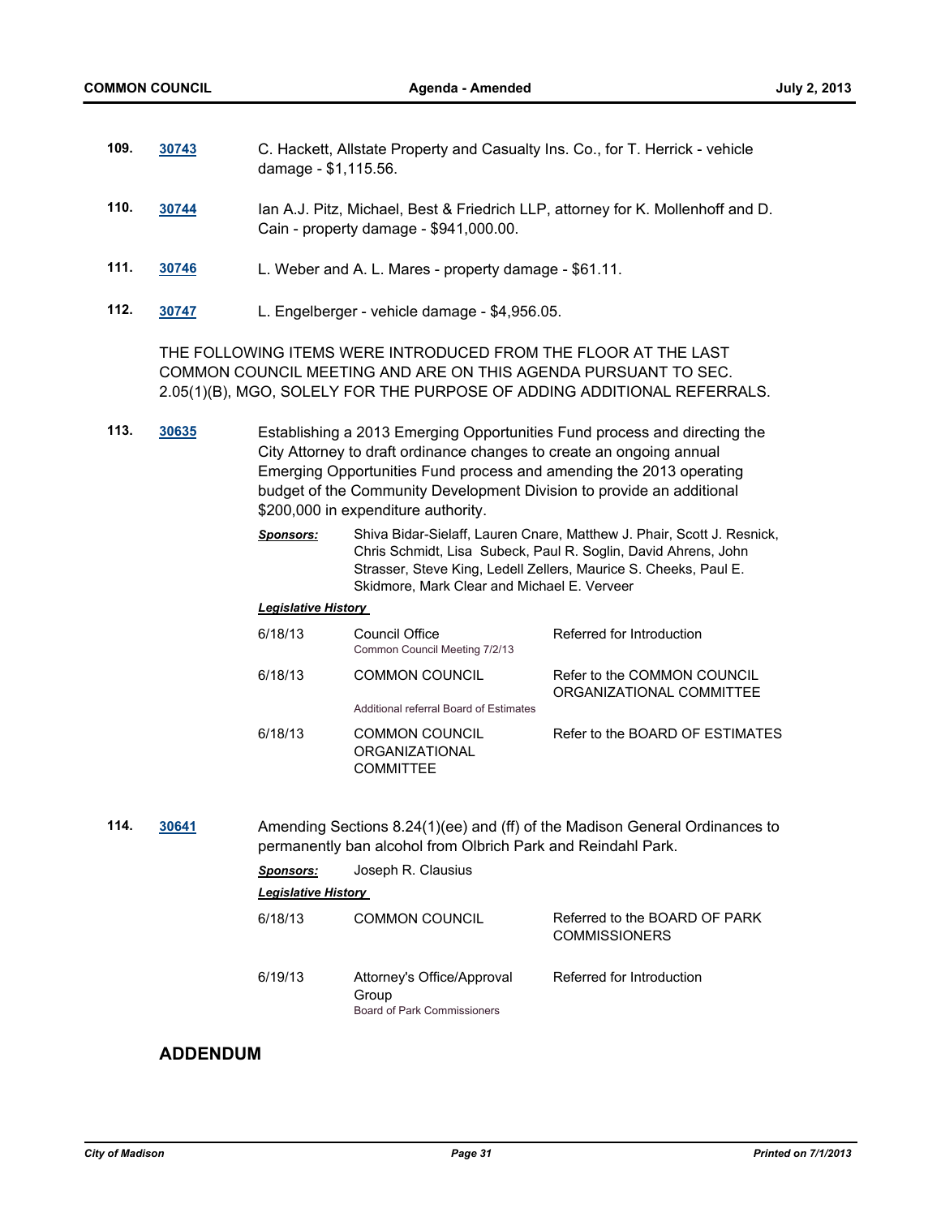**109.** [30743](30743) C. Hackett, Allstate Property and Casualty Ins. Co., for T. Herrick - vehicle damage - $1,115.56.

**110.** [30744](30744) Ian A.J. Pitz, Michael, Best & Friedrich LLP, attorney for K. Mollenhoff and D. Cain - property damage - $941,000.00.

**111.** [30746](30746) L. Weber and A. L. Mares - property damage - $61.11.

**112.** [30747](30747) L. Engelberger - vehicle damage - $4,956.05.

THE FOLLOWING ITEMS WERE INTRODUCED FROM THE FLOOR AT THE LAST COMMON COUNCIL MEETING AND ARE ON THIS AGENDA PURSUANT TO SEC. 2.05(1)(B), MGO, SOLELY FOR THE PURPOSE OF ADDING ADDITIONAL REFERRALS.

**113.** [30635](30635) Establishing a 2013 Emerging Opportunities Fund process and directing the City Attorney to draft ordinance changes to create an ongoing annual Emerging Opportunities Fund process and amending the 2013 operating budget of the Community Development Division to provide an additional $200,000 in expenditure authority.

***Sponsors:*** Shiva Bidar-Sielaff, Lauren Cnare, Matthew J. Phair, Scott J. Resnick, Chris Schmidt, Lisa Subeck, Paul R. Soglin, David Ahrens, John Strasser, Steve King, Ledell Zellers, Maurice S. Cheeks, Paul E. Skidmore, Mark Clear and Michael E. Verveer

***Legislative History***

| Date | Body | Action |
|---|---|---|
| 6/18/13 | Council Office<br>Common Council Meeting 7/2/13 | Referred for Introduction |
| 6/18/13 | COMMON COUNCIL<br>Additional referral Board of Estimates | Refer to the COMMON COUNCIL ORGANIZATIONAL COMMITTEE |
| 6/18/13 | COMMON COUNCIL ORGANIZATIONAL COMMITTEE | Refer to the BOARD OF ESTIMATES |

**114.** [30641](30641) Amending Sections 8.24(1)(ee) and (ff) of the Madison General Ordinances to permanently ban alcohol from Olbrich Park and Reindahl Park.

***Sponsors:*** Joseph R. Clausius

***Legislative History***

| Date | Body | Action |
|---|---|---|
| 6/18/13 | COMMON COUNCIL | Referred to the BOARD OF PARK COMMISSIONERS |
| 6/19/13 | Attorney's Office/Approval Group<br>Board of Park Commissioners | Referred for Introduction |

## ADDENDUM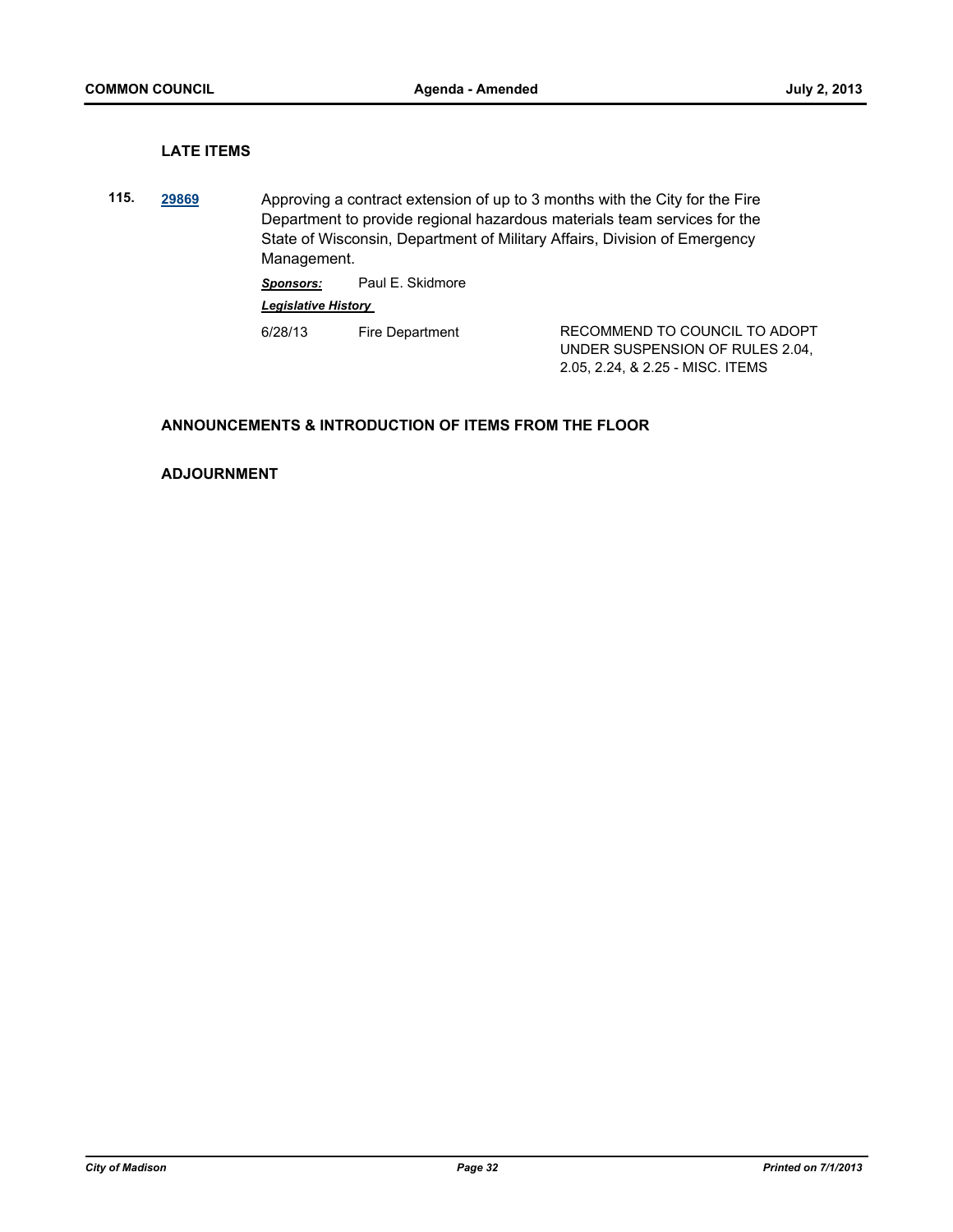## LATE ITEMS

**115.** **29869** Approving a contract extension of up to 3 months with the City for the Fire Department to provide regional hazardous materials team services for the State of Wisconsin, Department of Military Affairs, Division of Emergency Management.

***Sponsors:*** Paul E. Skidmore

***Legislative History***

| | | |
|---|---|---|
| 6/28/13 | Fire Department | RECOMMEND TO COUNCIL TO ADOPT UNDER SUSPENSION OF RULES 2.04, 2.05, 2.24, & 2.25 - MISC. ITEMS |

## ANNOUNCEMENTS & INTRODUCTION OF ITEMS FROM THE FLOOR

## ADJOURNMENT